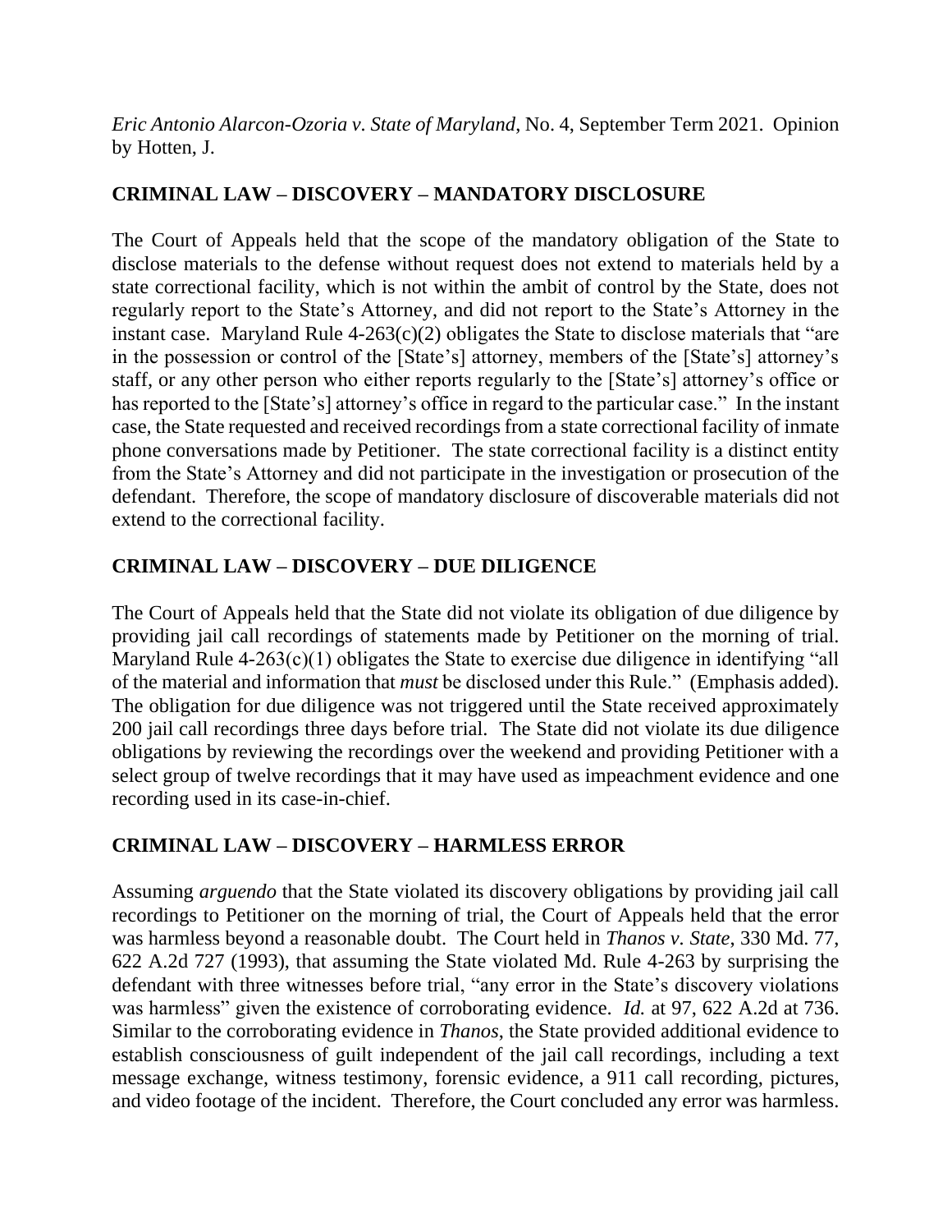*Eric Antonio Alarcon-Ozoria v. State of Maryland*, No. 4, September Term 2021. Opinion by Hotten, J.

**CRIMINAL LAW – DISCOVERY – MANDATORY DISCLOSURE**

The Court of Appeals held that the scope of the mandatory obligation of the State to disclose materials to the defense without request does not extend to materials held by a state correctional facility, which is not within the ambit of control by the State, does not regularly report to the State's Attorney, and did not report to the State's Attorney in the instant case. Maryland Rule 4-263(c)(2) obligates the State to disclose materials that "are in the possession or control of the [State's] attorney, members of the [State's] attorney's staff, or any other person who either reports regularly to the [State's] attorney's office or has reported to the [State's] attorney's office in regard to the particular case." In the instant case, the State requested and received recordings from a state correctional facility of inmate phone conversations made by Petitioner. The state correctional facility is a distinct entity from the State's Attorney and did not participate in the investigation or prosecution of the defendant. Therefore, the scope of mandatory disclosure of discoverable materials did not extend to the correctional facility.

**CRIMINAL LAW – DISCOVERY – DUE DILIGENCE**

The Court of Appeals held that the State did not violate its obligation of due diligence by providing jail call recordings of statements made by Petitioner on the morning of trial. Maryland Rule 4-263(c)(1) obligates the State to exercise due diligence in identifying "all of the material and information that *must* be disclosed under this Rule." (Emphasis added). The obligation for due diligence was not triggered until the State received approximately 200 jail call recordings three days before trial. The State did not violate its due diligence obligations by reviewing the recordings over the weekend and providing Petitioner with a select group of twelve recordings that it may have used as impeachment evidence and one recording used in its case-in-chief.

**CRIMINAL LAW – DISCOVERY – HARMLESS ERROR**

Assuming *arguendo* that the State violated its discovery obligations by providing jail call recordings to Petitioner on the morning of trial, the Court of Appeals held that the error was harmless beyond a reasonable doubt. The Court held in *Thanos v. State*, 330 Md. 77, 622 A.2d 727 (1993), that assuming the State violated Md. Rule 4-263 by surprising the defendant with three witnesses before trial, "any error in the State's discovery violations was harmless" given the existence of corroborating evidence. *Id.* at 97, 622 A.2d at 736. Similar to the corroborating evidence in *Thanos*, the State provided additional evidence to establish consciousness of guilt independent of the jail call recordings, including a text message exchange, witness testimony, forensic evidence, a 911 call recording, pictures, and video footage of the incident. Therefore, the Court concluded any error was harmless.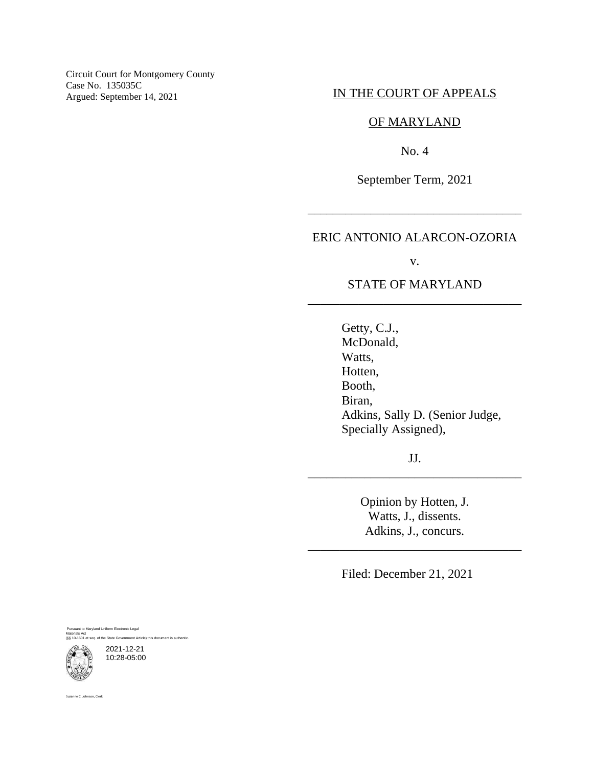Circuit Court for Montgomery County
Case No. 135035C
Argued: September 14, 2021

IN THE COURT OF APPEALS

OF MARYLAND

No. 4

September Term, 2021

---

ERIC ANTONIO ALARCON-OZORIA

v.

STATE OF MARYLAND

---

Getty, C.J.,
McDonald,
Watts,
Hotten,
Booth,
Biran,
Adkins, Sally D. (Senior Judge, Specially Assigned),

JJ.

---

Opinion by Hotten, J.
Watts, J., dissents.
Adkins, J., concurs.

---

Filed: December 21, 2021

Pursuant to Maryland Uniform Electronic Legal Materials Act
(§§ 10-1601 et seq. of the State Government Article) this document is authentic.

2021-12-21
10:28-05:00

Suzanne C. Johnson, Clerk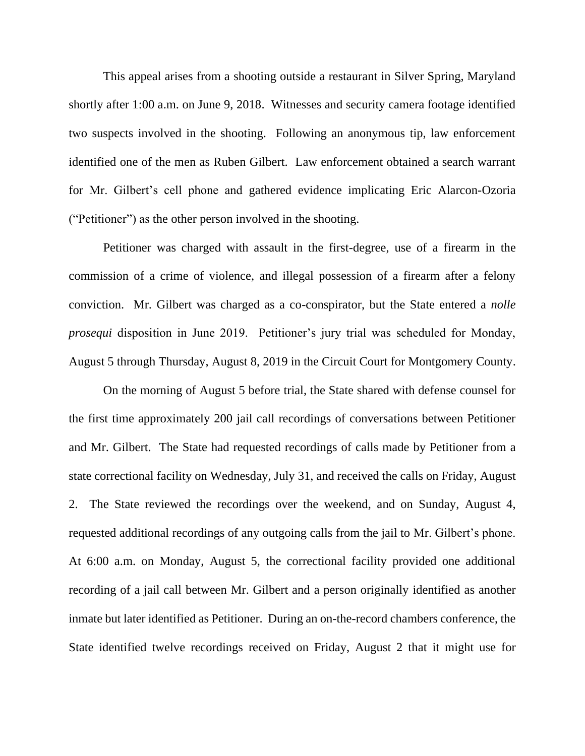This appeal arises from a shooting outside a restaurant in Silver Spring, Maryland shortly after 1:00 a.m. on June 9, 2018. Witnesses and security camera footage identified two suspects involved in the shooting. Following an anonymous tip, law enforcement identified one of the men as Ruben Gilbert. Law enforcement obtained a search warrant for Mr. Gilbert's cell phone and gathered evidence implicating Eric Alarcon-Ozoria ("Petitioner") as the other person involved in the shooting.

Petitioner was charged with assault in the first-degree, use of a firearm in the commission of a crime of violence, and illegal possession of a firearm after a felony conviction. Mr. Gilbert was charged as a co-conspirator, but the State entered a *nolle prosequi* disposition in June 2019. Petitioner's jury trial was scheduled for Monday, August 5 through Thursday, August 8, 2019 in the Circuit Court for Montgomery County.

On the morning of August 5 before trial, the State shared with defense counsel for the first time approximately 200 jail call recordings of conversations between Petitioner and Mr. Gilbert. The State had requested recordings of calls made by Petitioner from a state correctional facility on Wednesday, July 31, and received the calls on Friday, August 2. The State reviewed the recordings over the weekend, and on Sunday, August 4, requested additional recordings of any outgoing calls from the jail to Mr. Gilbert's phone. At 6:00 a.m. on Monday, August 5, the correctional facility provided one additional recording of a jail call between Mr. Gilbert and a person originally identified as another inmate but later identified as Petitioner. During an on-the-record chambers conference, the State identified twelve recordings received on Friday, August 2 that it might use for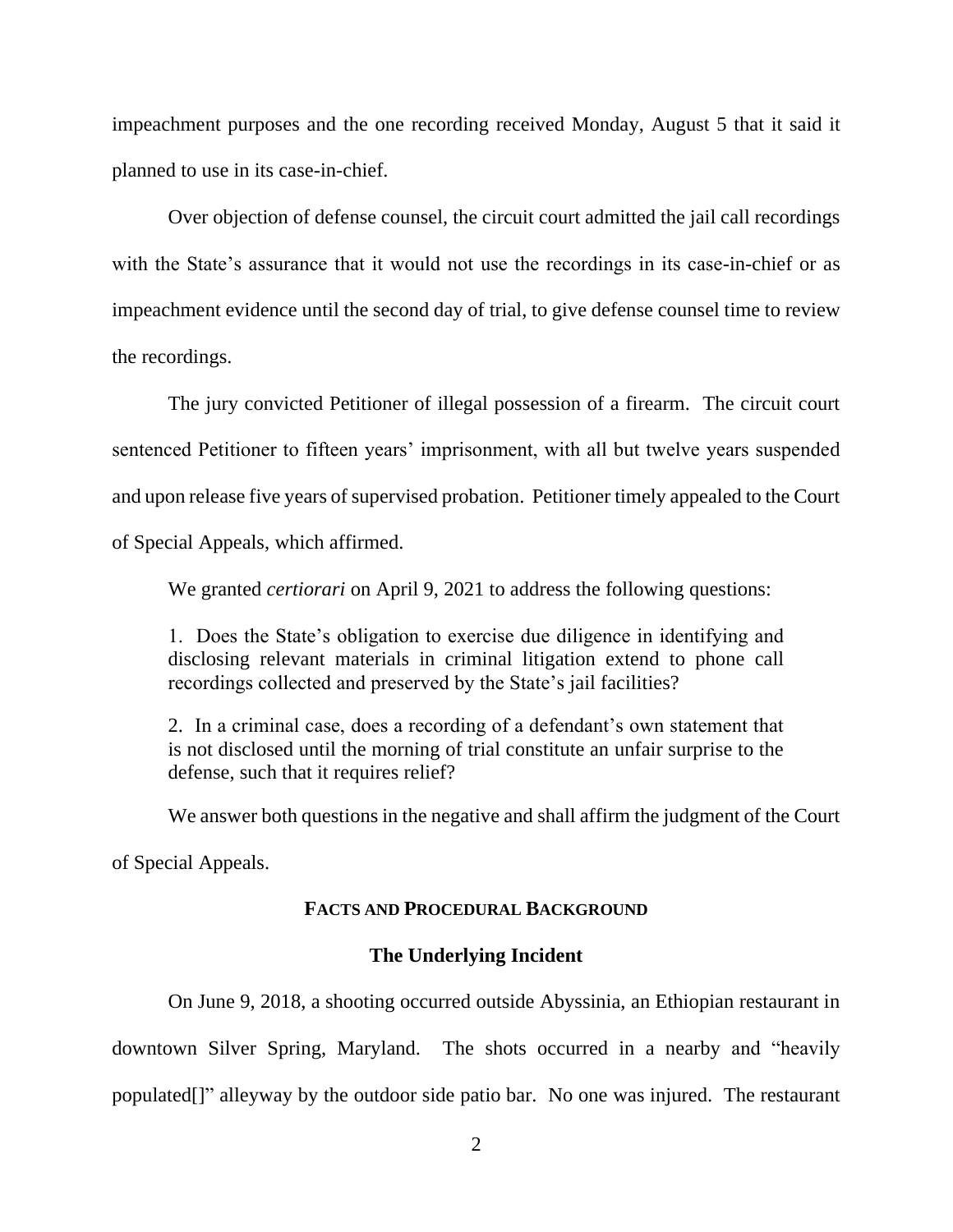impeachment purposes and the one recording received Monday, August 5 that it said it planned to use in its case-in-chief.

Over objection of defense counsel, the circuit court admitted the jail call recordings with the State's assurance that it would not use the recordings in its case-in-chief or as impeachment evidence until the second day of trial, to give defense counsel time to review the recordings.

The jury convicted Petitioner of illegal possession of a firearm. The circuit court sentenced Petitioner to fifteen years' imprisonment, with all but twelve years suspended and upon release five years of supervised probation. Petitioner timely appealed to the Court of Special Appeals, which affirmed.

We granted *certiorari* on April 9, 2021 to address the following questions:

> 1. Does the State's obligation to exercise due diligence in identifying and disclosing relevant materials in criminal litigation extend to phone call recordings collected and preserved by the State's jail facilities?
>
> 2. In a criminal case, does a recording of a defendant's own statement that is not disclosed until the morning of trial constitute an unfair surprise to the defense, such that it requires relief?

We answer both questions in the negative and shall affirm the judgment of the Court of Special Appeals.

## FACTS AND PROCEDURAL BACKGROUND

### The Underlying Incident

On June 9, 2018, a shooting occurred outside Abyssinia, an Ethiopian restaurant in downtown Silver Spring, Maryland. The shots occurred in a nearby and "heavily populated[]" alleyway by the outdoor side patio bar. No one was injured. The restaurant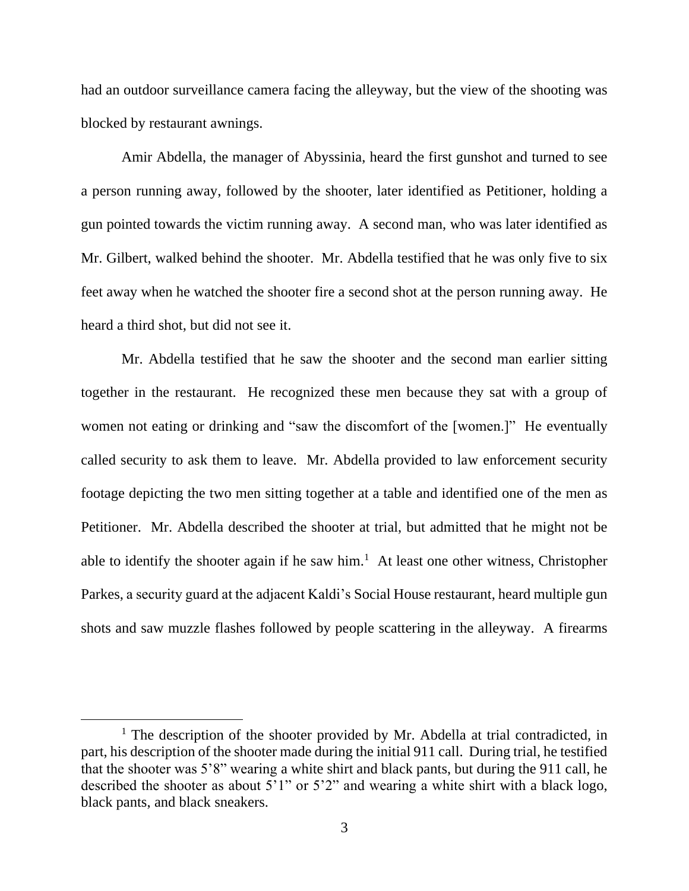had an outdoor surveillance camera facing the alleyway, but the view of the shooting was blocked by restaurant awnings.

Amir Abdella, the manager of Abyssinia, heard the first gunshot and turned to see a person running away, followed by the shooter, later identified as Petitioner, holding a gun pointed towards the victim running away. A second man, who was later identified as Mr. Gilbert, walked behind the shooter. Mr. Abdella testified that he was only five to six feet away when he watched the shooter fire a second shot at the person running away. He heard a third shot, but did not see it.

Mr. Abdella testified that he saw the shooter and the second man earlier sitting together in the restaurant. He recognized these men because they sat with a group of women not eating or drinking and "saw the discomfort of the [women.]" He eventually called security to ask them to leave. Mr. Abdella provided to law enforcement security footage depicting the two men sitting together at a table and identified one of the men as Petitioner. Mr. Abdella described the shooter at trial, but admitted that he might not be able to identify the shooter again if he saw him.[1] At least one other witness, Christopher Parkes, a security guard at the adjacent Kaldi's Social House restaurant, heard multiple gun shots and saw muzzle flashes followed by people scattering in the alleyway. A firearms

[1] The description of the shooter provided by Mr. Abdella at trial contradicted, in part, his description of the shooter made during the initial 911 call. During trial, he testified that the shooter was 5'8" wearing a white shirt and black pants, but during the 911 call, he described the shooter as about 5'1" or 5'2" and wearing a white shirt with a black logo, black pants, and black sneakers.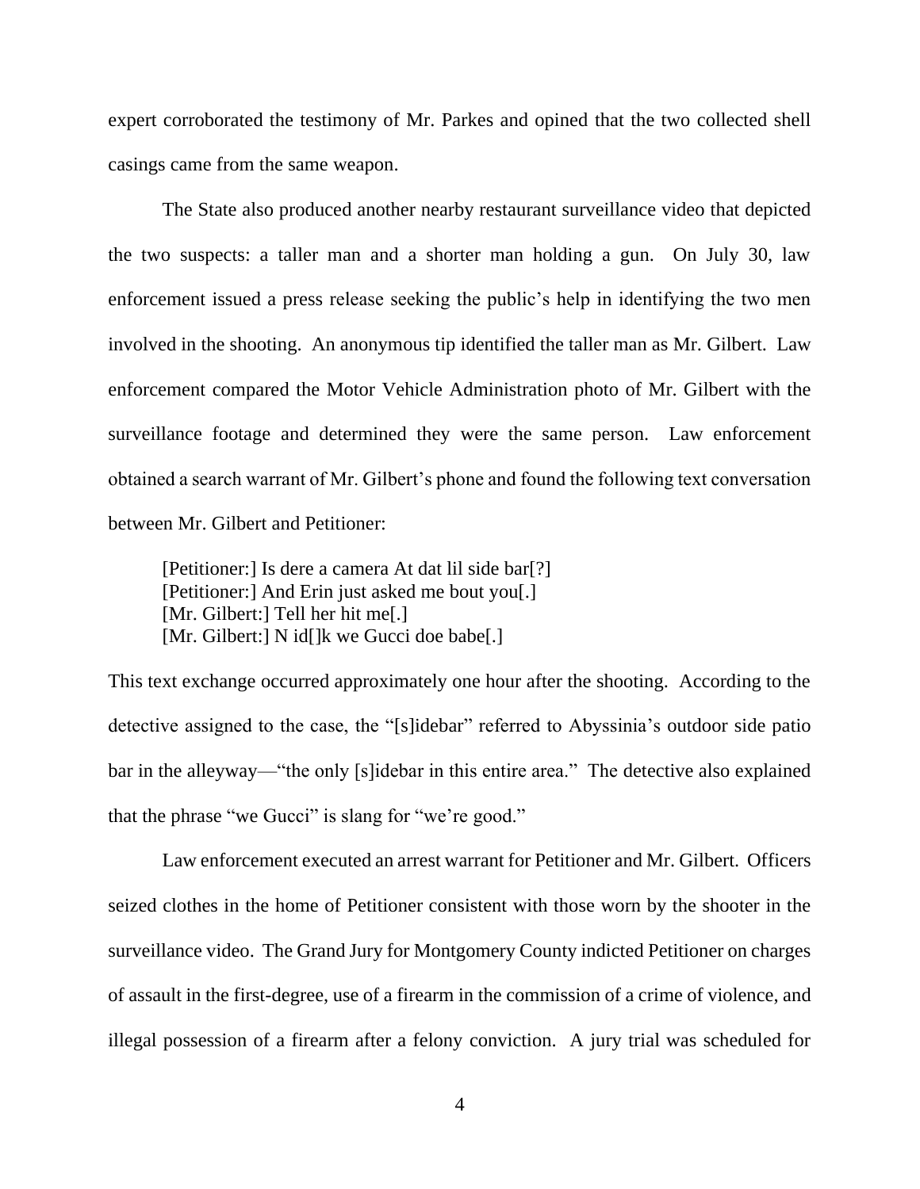expert corroborated the testimony of Mr. Parkes and opined that the two collected shell casings came from the same weapon.

The State also produced another nearby restaurant surveillance video that depicted the two suspects: a taller man and a shorter man holding a gun. On July 30, law enforcement issued a press release seeking the public's help in identifying the two men involved in the shooting. An anonymous tip identified the taller man as Mr. Gilbert. Law enforcement compared the Motor Vehicle Administration photo of Mr. Gilbert with the surveillance footage and determined they were the same person. Law enforcement obtained a search warrant of Mr. Gilbert's phone and found the following text conversation between Mr. Gilbert and Petitioner:

> [Petitioner:] Is dere a camera At dat lil side bar[?]
> [Petitioner:] And Erin just asked me bout you[.]
> [Mr. Gilbert:] Tell her hit me[.]
> [Mr. Gilbert:] N id[]k we Gucci doe babe[.]

This text exchange occurred approximately one hour after the shooting. According to the detective assigned to the case, the "[s]idebar" referred to Abyssinia's outdoor side patio bar in the alleyway—"the only [s]idebar in this entire area." The detective also explained that the phrase "we Gucci" is slang for "we're good."

Law enforcement executed an arrest warrant for Petitioner and Mr. Gilbert. Officers seized clothes in the home of Petitioner consistent with those worn by the shooter in the surveillance video. The Grand Jury for Montgomery County indicted Petitioner on charges of assault in the first-degree, use of a firearm in the commission of a crime of violence, and illegal possession of a firearm after a felony conviction. A jury trial was scheduled for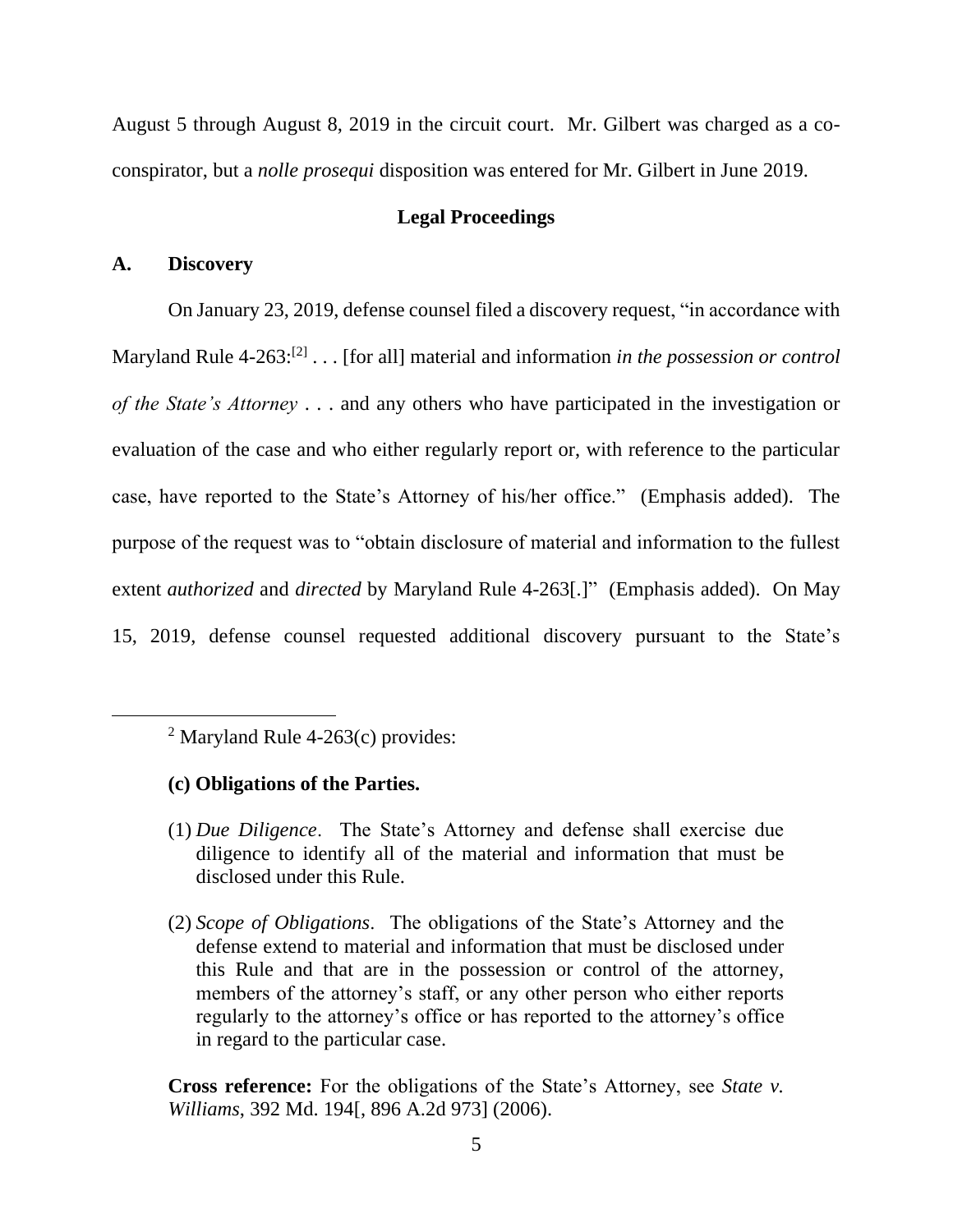August 5 through August 8, 2019 in the circuit court. Mr. Gilbert was charged as a co-conspirator, but a *nolle prosequi* disposition was entered for Mr. Gilbert in June 2019.

**Legal Proceedings**

**A. Discovery**

On January 23, 2019, defense counsel filed a discovery request, "in accordance with Maryland Rule 4-263:[2] . . . [for all] material and information *in the possession or control of the State's Attorney* . . . and any others who have participated in the investigation or evaluation of the case and who either regularly report or, with reference to the particular case, have reported to the State's Attorney of his/her office." (Emphasis added). The purpose of the request was to "obtain disclosure of material and information to the fullest extent *authorized* and *directed* by Maryland Rule 4-263[.]" (Emphasis added). On May 15, 2019, defense counsel requested additional discovery pursuant to the State's

---

[2] Maryland Rule 4-263(c) provides:

**(c) Obligations of the Parties.**

(1) *Due Diligence*. The State's Attorney and defense shall exercise due diligence to identify all of the material and information that must be disclosed under this Rule.

(2) *Scope of Obligations*. The obligations of the State's Attorney and the defense extend to material and information that must be disclosed under this Rule and that are in the possession or control of the attorney, members of the attorney's staff, or any other person who either reports regularly to the attorney's office or has reported to the attorney's office in regard to the particular case.

**Cross reference:** For the obligations of the State's Attorney, see *State v. Williams*, 392 Md. 194[, 896 A.2d 973] (2006).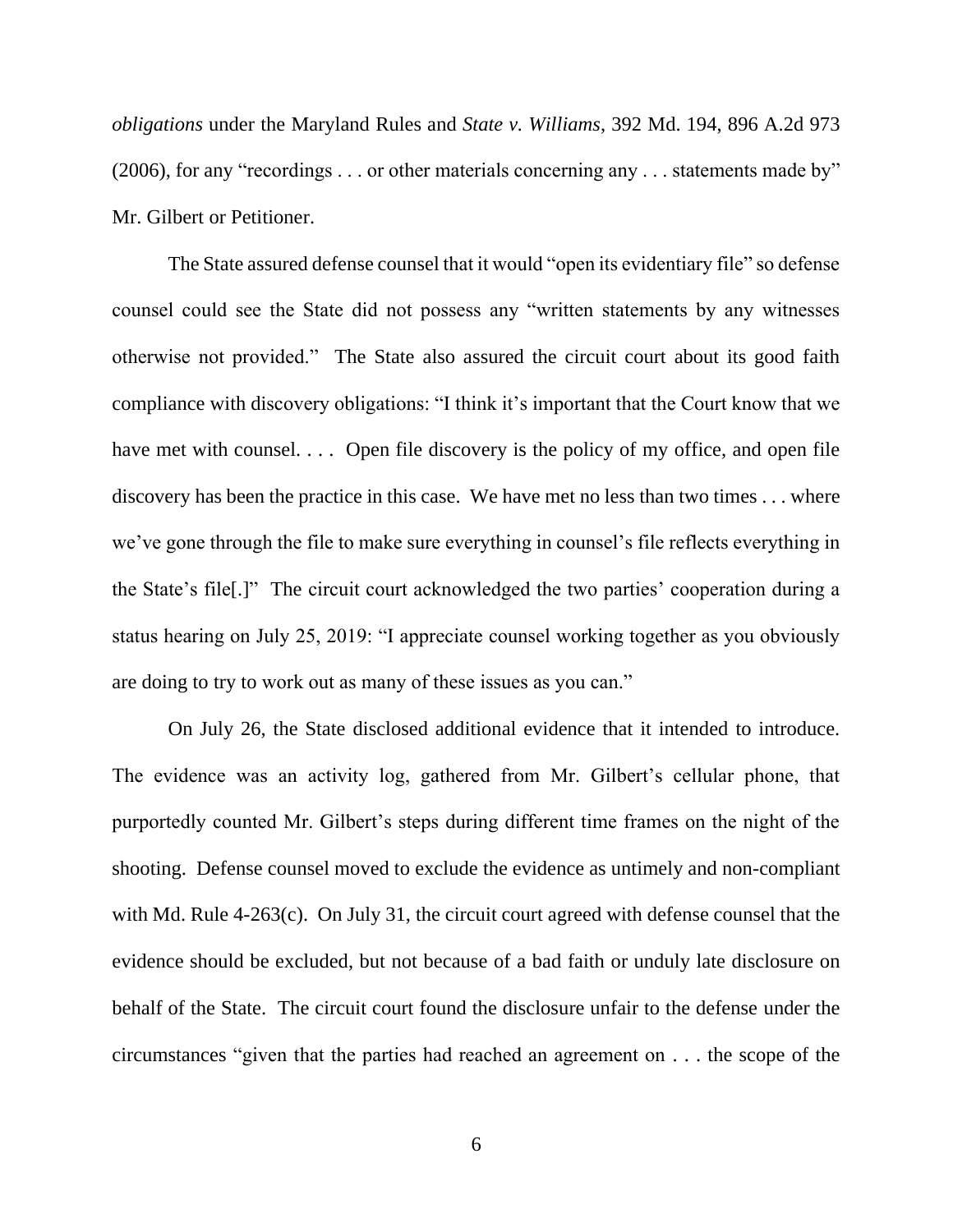*obligations* under the Maryland Rules and *State v. Williams*, 392 Md. 194, 896 A.2d 973 (2006), for any "recordings . . . or other materials concerning any . . . statements made by" Mr. Gilbert or Petitioner.

The State assured defense counsel that it would "open its evidentiary file" so defense counsel could see the State did not possess any "written statements by any witnesses otherwise not provided." The State also assured the circuit court about its good faith compliance with discovery obligations: "I think it's important that the Court know that we have met with counsel. . . . Open file discovery is the policy of my office, and open file discovery has been the practice in this case. We have met no less than two times . . . where we've gone through the file to make sure everything in counsel's file reflects everything in the State's file[.]" The circuit court acknowledged the two parties' cooperation during a status hearing on July 25, 2019: "I appreciate counsel working together as you obviously are doing to try to work out as many of these issues as you can."

On July 26, the State disclosed additional evidence that it intended to introduce. The evidence was an activity log, gathered from Mr. Gilbert's cellular phone, that purportedly counted Mr. Gilbert's steps during different time frames on the night of the shooting. Defense counsel moved to exclude the evidence as untimely and non-compliant with Md. Rule 4-263(c). On July 31, the circuit court agreed with defense counsel that the evidence should be excluded, but not because of a bad faith or unduly late disclosure on behalf of the State. The circuit court found the disclosure unfair to the defense under the circumstances "given that the parties had reached an agreement on . . . the scope of the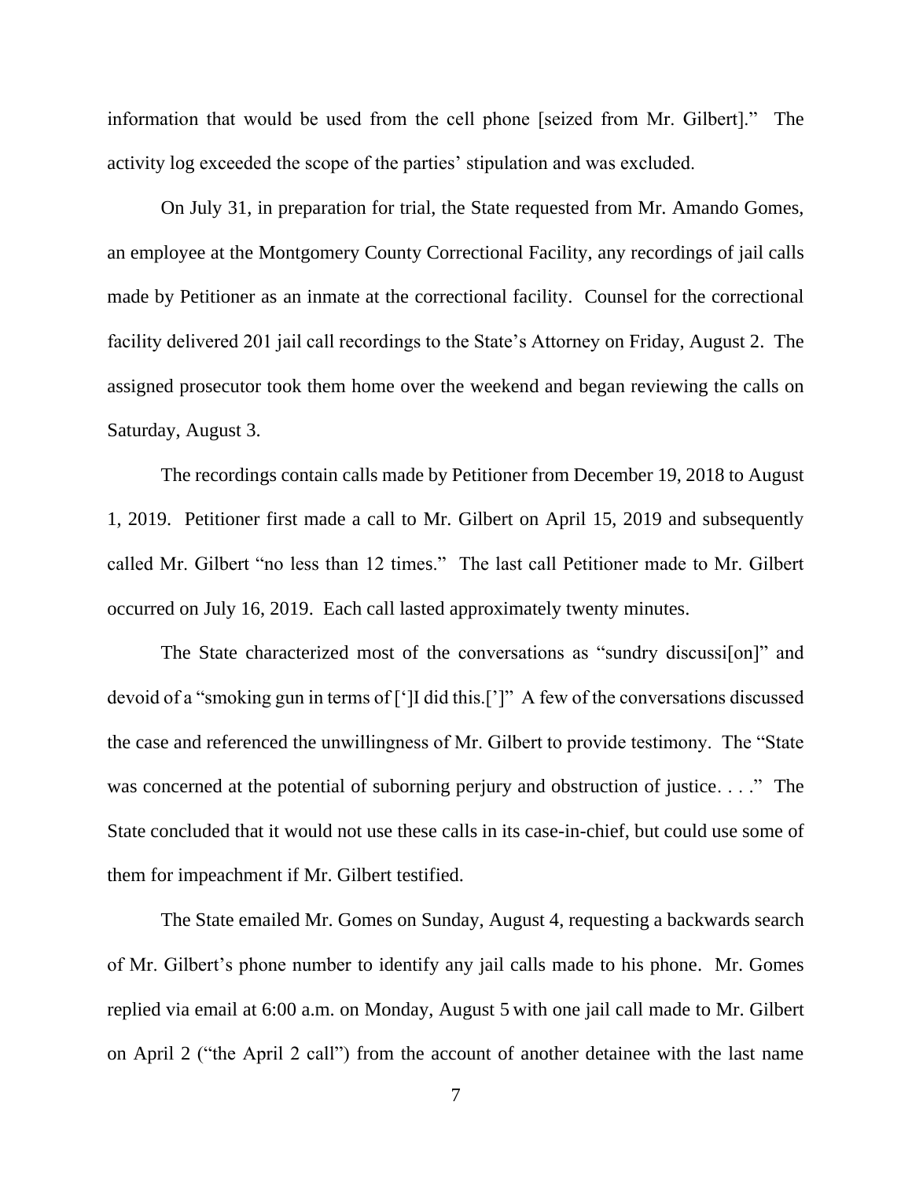information that would be used from the cell phone [seized from Mr. Gilbert]." The activity log exceeded the scope of the parties' stipulation and was excluded.

On July 31, in preparation for trial, the State requested from Mr. Amando Gomes, an employee at the Montgomery County Correctional Facility, any recordings of jail calls made by Petitioner as an inmate at the correctional facility. Counsel for the correctional facility delivered 201 jail call recordings to the State's Attorney on Friday, August 2. The assigned prosecutor took them home over the weekend and began reviewing the calls on Saturday, August 3.

The recordings contain calls made by Petitioner from December 19, 2018 to August 1, 2019. Petitioner first made a call to Mr. Gilbert on April 15, 2019 and subsequently called Mr. Gilbert "no less than 12 times." The last call Petitioner made to Mr. Gilbert occurred on July 16, 2019. Each call lasted approximately twenty minutes.

The State characterized most of the conversations as "sundry discussi[on]" and devoid of a "smoking gun in terms of [']I did this.[']" A few of the conversations discussed the case and referenced the unwillingness of Mr. Gilbert to provide testimony. The "State was concerned at the potential of suborning perjury and obstruction of justice. . . ." The State concluded that it would not use these calls in its case-in-chief, but could use some of them for impeachment if Mr. Gilbert testified.

The State emailed Mr. Gomes on Sunday, August 4, requesting a backwards search of Mr. Gilbert's phone number to identify any jail calls made to his phone. Mr. Gomes replied via email at 6:00 a.m. on Monday, August 5 with one jail call made to Mr. Gilbert on April 2 ("the April 2 call") from the account of another detainee with the last name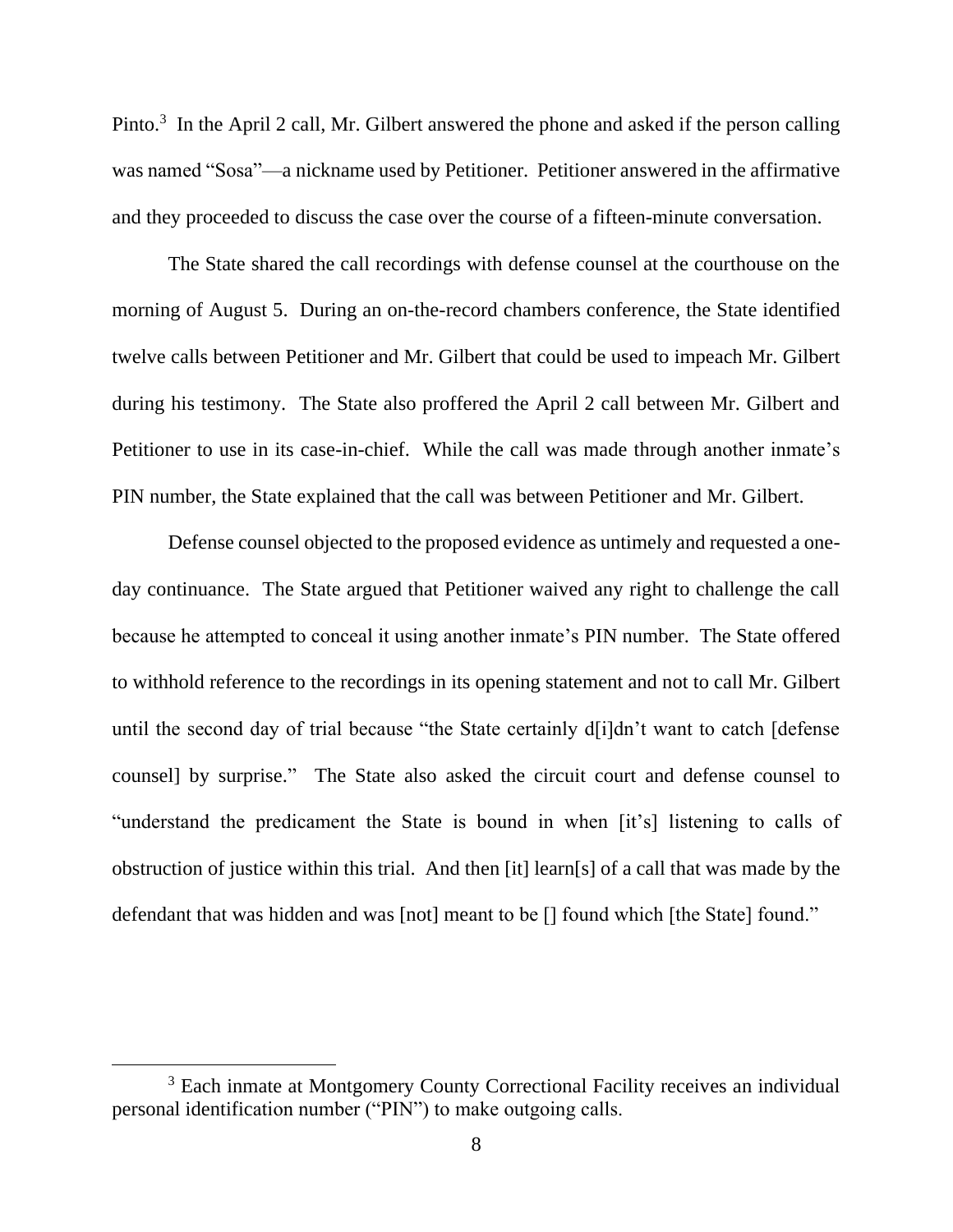Pinto.[3] In the April 2 call, Mr. Gilbert answered the phone and asked if the person calling was named "Sosa"—a nickname used by Petitioner. Petitioner answered in the affirmative and they proceeded to discuss the case over the course of a fifteen-minute conversation.

The State shared the call recordings with defense counsel at the courthouse on the morning of August 5. During an on-the-record chambers conference, the State identified twelve calls between Petitioner and Mr. Gilbert that could be used to impeach Mr. Gilbert during his testimony. The State also proffered the April 2 call between Mr. Gilbert and Petitioner to use in its case-in-chief. While the call was made through another inmate's PIN number, the State explained that the call was between Petitioner and Mr. Gilbert.

Defense counsel objected to the proposed evidence as untimely and requested a one-day continuance. The State argued that Petitioner waived any right to challenge the call because he attempted to conceal it using another inmate's PIN number. The State offered to withhold reference to the recordings in its opening statement and not to call Mr. Gilbert until the second day of trial because "the State certainly d[i]dn't want to catch [defense counsel] by surprise." The State also asked the circuit court and defense counsel to "understand the predicament the State is bound in when [it's] listening to calls of obstruction of justice within this trial. And then [it] learn[s] of a call that was made by the defendant that was hidden and was [not] meant to be [] found which [the State] found."

[3] Each inmate at Montgomery County Correctional Facility receives an individual personal identification number ("PIN") to make outgoing calls.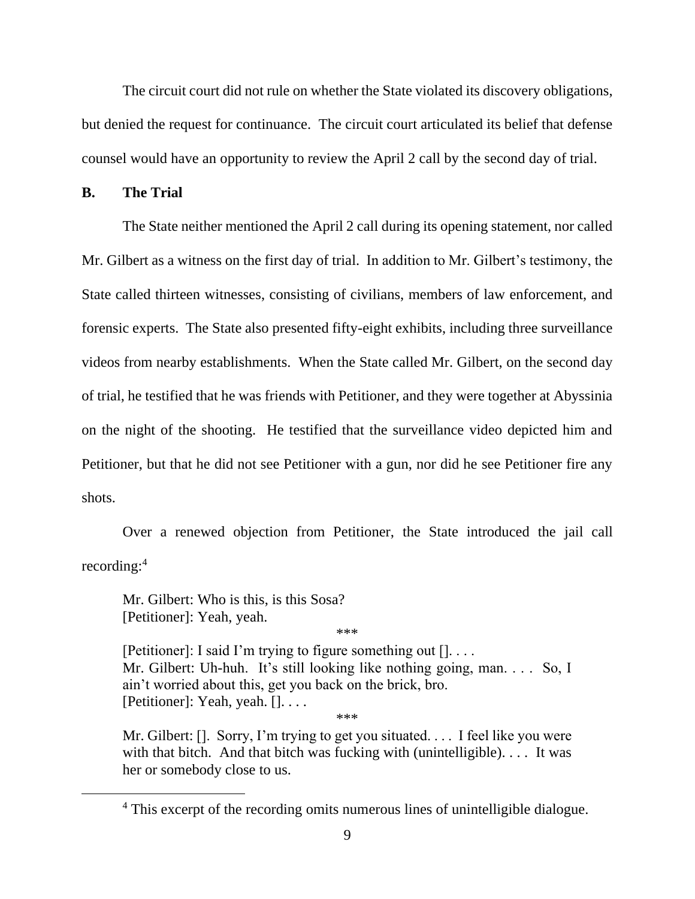The circuit court did not rule on whether the State violated its discovery obligations, but denied the request for continuance. The circuit court articulated its belief that defense counsel would have an opportunity to review the April 2 call by the second day of trial.

## B. The Trial

The State neither mentioned the April 2 call during its opening statement, nor called Mr. Gilbert as a witness on the first day of trial. In addition to Mr. Gilbert's testimony, the State called thirteen witnesses, consisting of civilians, members of law enforcement, and forensic experts. The State also presented fifty-eight exhibits, including three surveillance videos from nearby establishments. When the State called Mr. Gilbert, on the second day of trial, he testified that he was friends with Petitioner, and they were together at Abyssinia on the night of the shooting. He testified that the surveillance video depicted him and Petitioner, but that he did not see Petitioner with a gun, nor did he see Petitioner fire any shots.

Over a renewed objection from Petitioner, the State introduced the jail call recording:[4]

> Mr. Gilbert: Who is this, is this Sosa?
> [Petitioner]: Yeah, yeah.
>
> \*\*\*
>
> [Petitioner]: I said I'm trying to figure something out []. . . .
> Mr. Gilbert: Uh-huh. It's still looking like nothing going, man. . . . So, I ain't worried about this, get you back on the brick, bro.
> [Petitioner]: Yeah, yeah. []. . . .
>
> \*\*\*
>
> Mr. Gilbert: []. Sorry, I'm trying to get you situated. . . . I feel like you were with that bitch. And that bitch was fucking with (unintelligible). . . . It was her or somebody close to us.

---

[4] This excerpt of the recording omits numerous lines of unintelligible dialogue.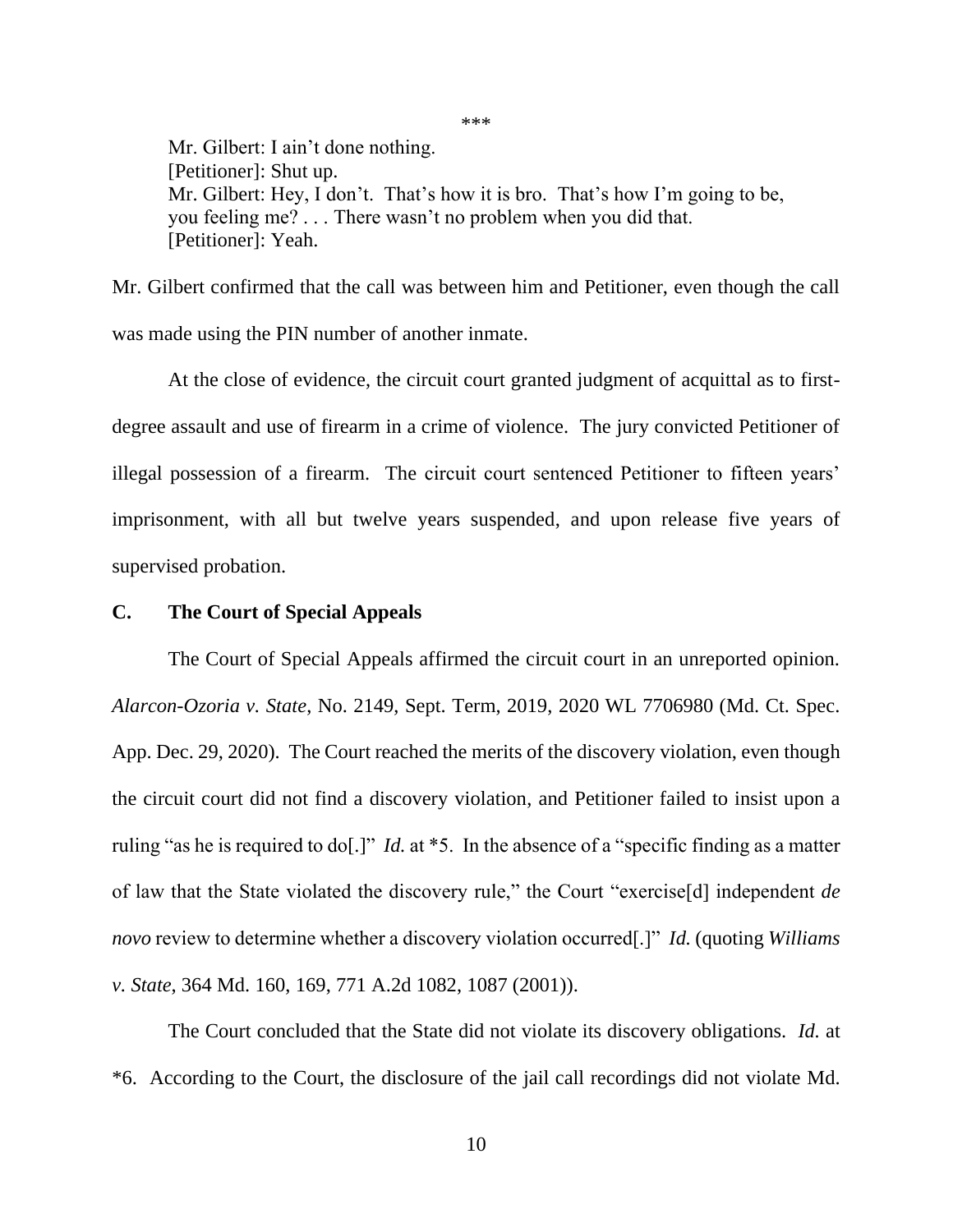\*\*\*

> Mr. Gilbert: I ain't done nothing.
> [Petitioner]: Shut up.
> Mr. Gilbert: Hey, I don't. That's how it is bro. That's how I'm going to be, you feeling me? . . . There wasn't no problem when you did that.
> [Petitioner]: Yeah.

Mr. Gilbert confirmed that the call was between him and Petitioner, even though the call was made using the PIN number of another inmate.

At the close of evidence, the circuit court granted judgment of acquittal as to first-degree assault and use of firearm in a crime of violence. The jury convicted Petitioner of illegal possession of a firearm. The circuit court sentenced Petitioner to fifteen years' imprisonment, with all but twelve years suspended, and upon release five years of supervised probation.

### C. The Court of Special Appeals

The Court of Special Appeals affirmed the circuit court in an unreported opinion. *Alarcon-Ozoria v. State*, No. 2149, Sept. Term, 2019, 2020 WL 7706980 (Md. Ct. Spec. App. Dec. 29, 2020). The Court reached the merits of the discovery violation, even though the circuit court did not find a discovery violation, and Petitioner failed to insist upon a ruling "as he is required to do[.]" *Id.* at \*5. In the absence of a "specific finding as a matter of law that the State violated the discovery rule," the Court "exercise[d] independent *de novo* review to determine whether a discovery violation occurred[.]" *Id.* (quoting *Williams v. State*, 364 Md. 160, 169, 771 A.2d 1082, 1087 (2001)).

The Court concluded that the State did not violate its discovery obligations. *Id.* at \*6. According to the Court, the disclosure of the jail call recordings did not violate Md.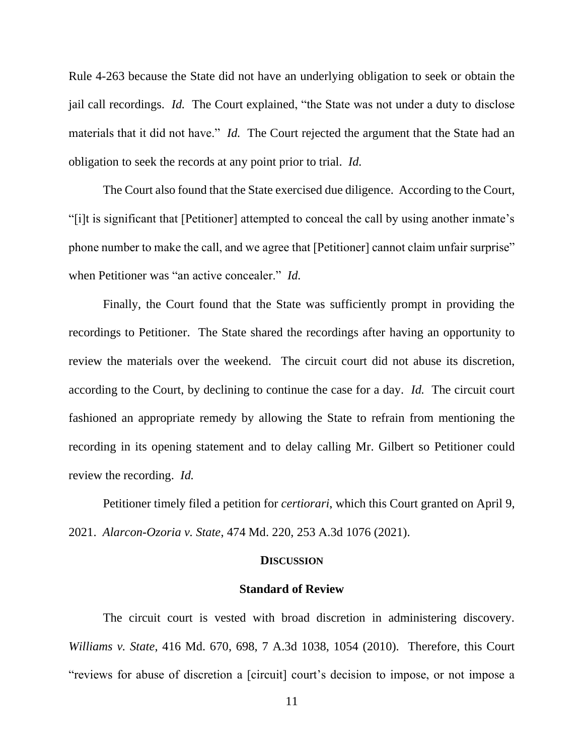Rule 4-263 because the State did not have an underlying obligation to seek or obtain the jail call recordings. *Id.* The Court explained, "the State was not under a duty to disclose materials that it did not have." *Id.* The Court rejected the argument that the State had an obligation to seek the records at any point prior to trial. *Id.*

The Court also found that the State exercised due diligence. According to the Court, "[i]t is significant that [Petitioner] attempted to conceal the call by using another inmate's phone number to make the call, and we agree that [Petitioner] cannot claim unfair surprise" when Petitioner was "an active concealer." *Id.*

Finally, the Court found that the State was sufficiently prompt in providing the recordings to Petitioner. The State shared the recordings after having an opportunity to review the materials over the weekend. The circuit court did not abuse its discretion, according to the Court, by declining to continue the case for a day. *Id.* The circuit court fashioned an appropriate remedy by allowing the State to refrain from mentioning the recording in its opening statement and to delay calling Mr. Gilbert so Petitioner could review the recording. *Id.*

Petitioner timely filed a petition for *certiorari*, which this Court granted on April 9, 2021. *Alarcon-Ozoria v. State*, 474 Md. 220, 253 A.3d 1076 (2021).

## DISCUSSION

### Standard of Review

The circuit court is vested with broad discretion in administering discovery. *Williams v. State*, 416 Md. 670, 698, 7 A.3d 1038, 1054 (2010). Therefore, this Court "reviews for abuse of discretion a [circuit] court's decision to impose, or not impose a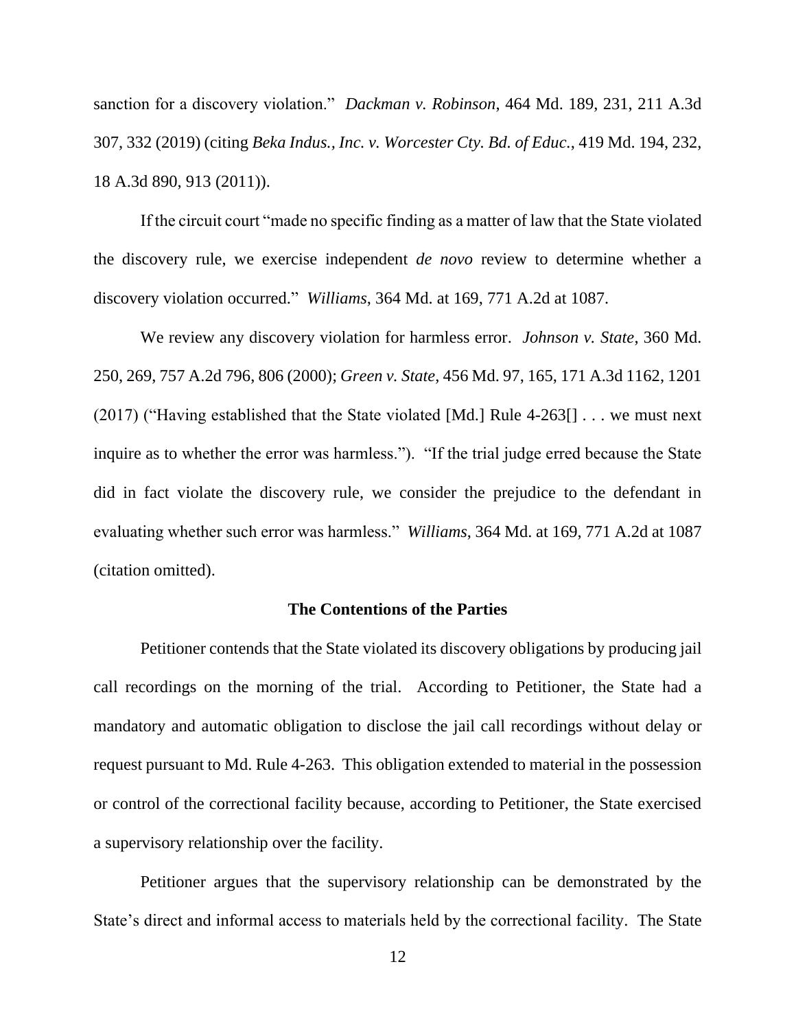sanction for a discovery violation." *Dackman v. Robinson*, 464 Md. 189, 231, 211 A.3d 307, 332 (2019) (citing *Beka Indus., Inc. v. Worcester Cty. Bd. of Educ.*, 419 Md. 194, 232, 18 A.3d 890, 913 (2011)).

If the circuit court "made no specific finding as a matter of law that the State violated the discovery rule, we exercise independent *de novo* review to determine whether a discovery violation occurred." *Williams*, 364 Md. at 169, 771 A.2d at 1087.

We review any discovery violation for harmless error. *Johnson v. State*, 360 Md. 250, 269, 757 A.2d 796, 806 (2000); *Green v. State*, 456 Md. 97, 165, 171 A.3d 1162, 1201 (2017) ("Having established that the State violated [Md.] Rule 4-263[] . . . we must next inquire as to whether the error was harmless."). "If the trial judge erred because the State did in fact violate the discovery rule, we consider the prejudice to the defendant in evaluating whether such error was harmless." *Williams*, 364 Md. at 169, 771 A.2d at 1087 (citation omitted).

**The Contentions of the Parties**

Petitioner contends that the State violated its discovery obligations by producing jail call recordings on the morning of the trial. According to Petitioner, the State had a mandatory and automatic obligation to disclose the jail call recordings without delay or request pursuant to Md. Rule 4-263. This obligation extended to material in the possession or control of the correctional facility because, according to Petitioner, the State exercised a supervisory relationship over the facility.

Petitioner argues that the supervisory relationship can be demonstrated by the State's direct and informal access to materials held by the correctional facility. The State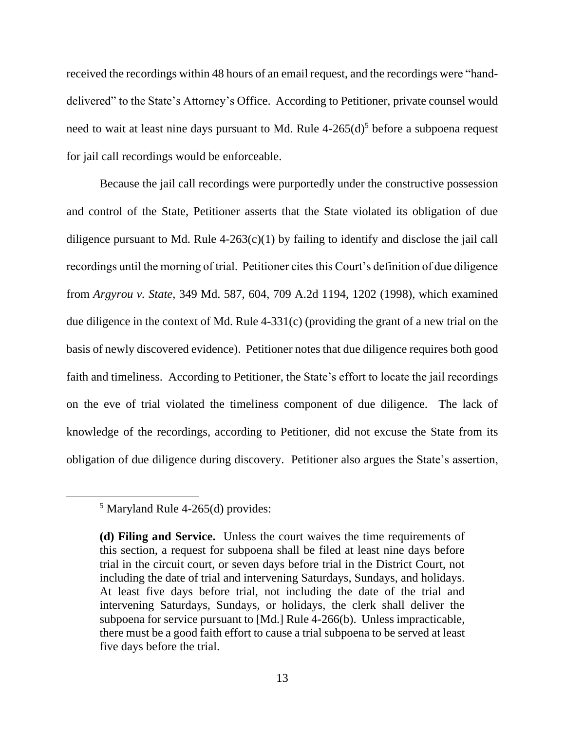received the recordings within 48 hours of an email request, and the recordings were "hand-delivered" to the State's Attorney's Office. According to Petitioner, private counsel would need to wait at least nine days pursuant to Md. Rule 4-265(d)[5] before a subpoena request for jail call recordings would be enforceable.

Because the jail call recordings were purportedly under the constructive possession and control of the State, Petitioner asserts that the State violated its obligation of due diligence pursuant to Md. Rule 4-263(c)(1) by failing to identify and disclose the jail call recordings until the morning of trial. Petitioner cites this Court's definition of due diligence from *Argyrou v. State*, 349 Md. 587, 604, 709 A.2d 1194, 1202 (1998), which examined due diligence in the context of Md. Rule 4-331(c) (providing the grant of a new trial on the basis of newly discovered evidence). Petitioner notes that due diligence requires both good faith and timeliness. According to Petitioner, the State's effort to locate the jail recordings on the eve of trial violated the timeliness component of due diligence. The lack of knowledge of the recordings, according to Petitioner, did not excuse the State from its obligation of due diligence during discovery. Petitioner also argues the State's assertion,

---

[5] Maryland Rule 4-265(d) provides:

> **(d) Filing and Service.** Unless the court waives the time requirements of this section, a request for subpoena shall be filed at least nine days before trial in the circuit court, or seven days before trial in the District Court, not including the date of trial and intervening Saturdays, Sundays, and holidays. At least five days before trial, not including the date of the trial and intervening Saturdays, Sundays, or holidays, the clerk shall deliver the subpoena for service pursuant to [Md.] Rule 4-266(b). Unless impracticable, there must be a good faith effort to cause a trial subpoena to be served at least five days before the trial.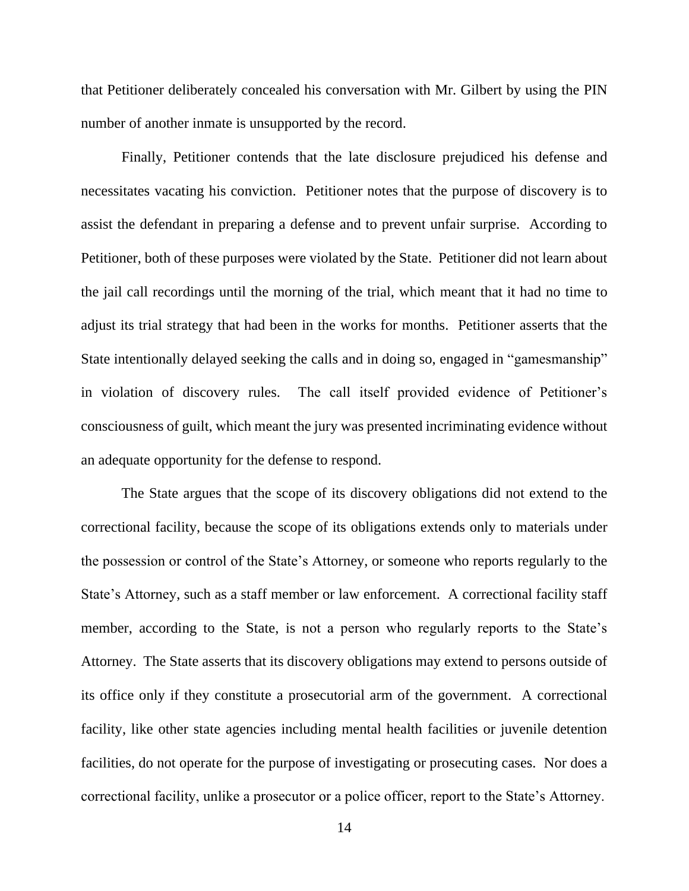that Petitioner deliberately concealed his conversation with Mr. Gilbert by using the PIN number of another inmate is unsupported by the record.

Finally, Petitioner contends that the late disclosure prejudiced his defense and necessitates vacating his conviction. Petitioner notes that the purpose of discovery is to assist the defendant in preparing a defense and to prevent unfair surprise. According to Petitioner, both of these purposes were violated by the State. Petitioner did not learn about the jail call recordings until the morning of the trial, which meant that it had no time to adjust its trial strategy that had been in the works for months. Petitioner asserts that the State intentionally delayed seeking the calls and in doing so, engaged in "gamesmanship" in violation of discovery rules. The call itself provided evidence of Petitioner's consciousness of guilt, which meant the jury was presented incriminating evidence without an adequate opportunity for the defense to respond.

The State argues that the scope of its discovery obligations did not extend to the correctional facility, because the scope of its obligations extends only to materials under the possession or control of the State's Attorney, or someone who reports regularly to the State's Attorney, such as a staff member or law enforcement. A correctional facility staff member, according to the State, is not a person who regularly reports to the State's Attorney. The State asserts that its discovery obligations may extend to persons outside of its office only if they constitute a prosecutorial arm of the government. A correctional facility, like other state agencies including mental health facilities or juvenile detention facilities, do not operate for the purpose of investigating or prosecuting cases. Nor does a correctional facility, unlike a prosecutor or a police officer, report to the State's Attorney.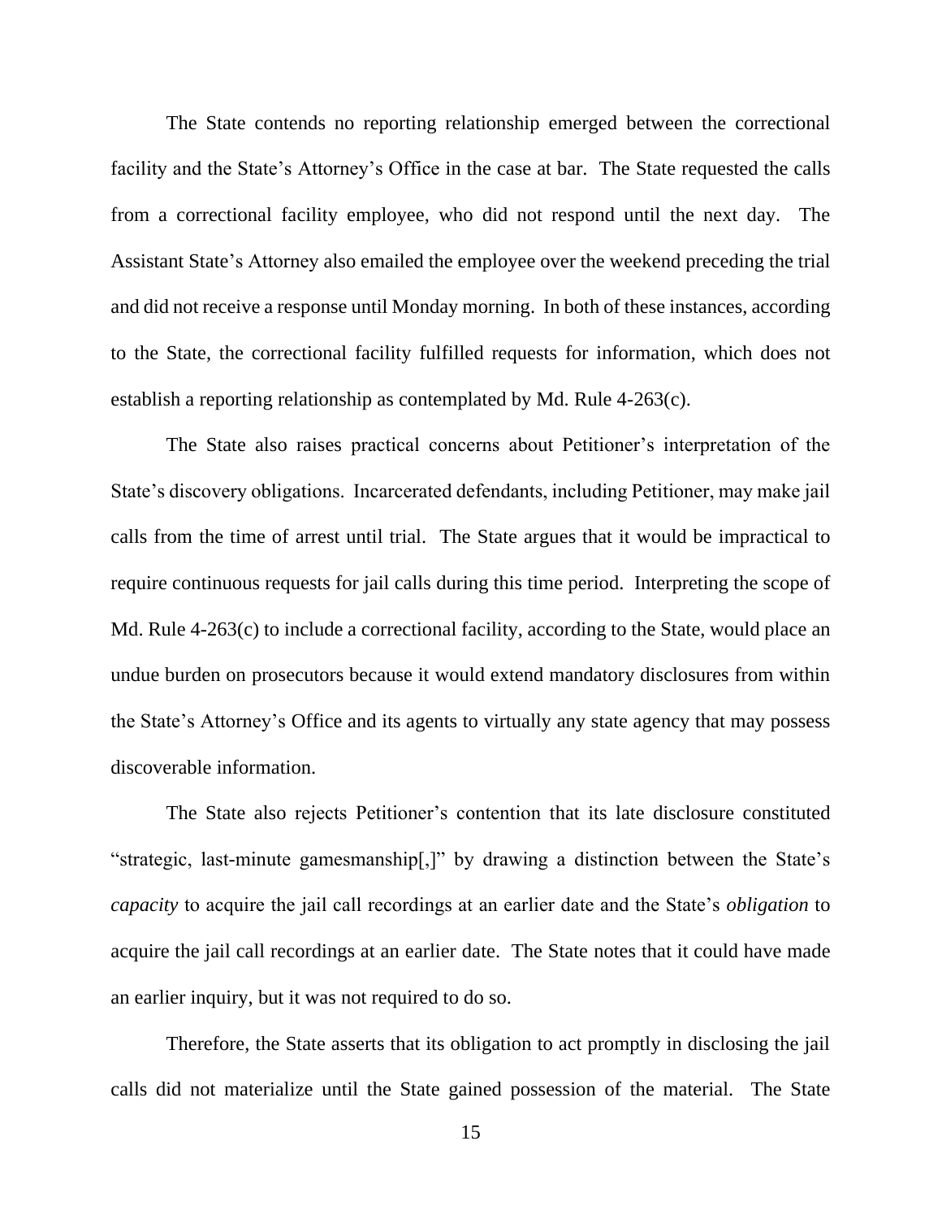The State contends no reporting relationship emerged between the correctional facility and the State's Attorney's Office in the case at bar. The State requested the calls from a correctional facility employee, who did not respond until the next day. The Assistant State's Attorney also emailed the employee over the weekend preceding the trial and did not receive a response until Monday morning. In both of these instances, according to the State, the correctional facility fulfilled requests for information, which does not establish a reporting relationship as contemplated by Md. Rule 4-263(c).

The State also raises practical concerns about Petitioner's interpretation of the State's discovery obligations. Incarcerated defendants, including Petitioner, may make jail calls from the time of arrest until trial. The State argues that it would be impractical to require continuous requests for jail calls during this time period. Interpreting the scope of Md. Rule 4-263(c) to include a correctional facility, according to the State, would place an undue burden on prosecutors because it would extend mandatory disclosures from within the State's Attorney's Office and its agents to virtually any state agency that may possess discoverable information.

The State also rejects Petitioner's contention that its late disclosure constituted "strategic, last-minute gamesmanship[,]" by drawing a distinction between the State's *capacity* to acquire the jail call recordings at an earlier date and the State's *obligation* to acquire the jail call recordings at an earlier date. The State notes that it could have made an earlier inquiry, but it was not required to do so.

Therefore, the State asserts that its obligation to act promptly in disclosing the jail calls did not materialize until the State gained possession of the material. The State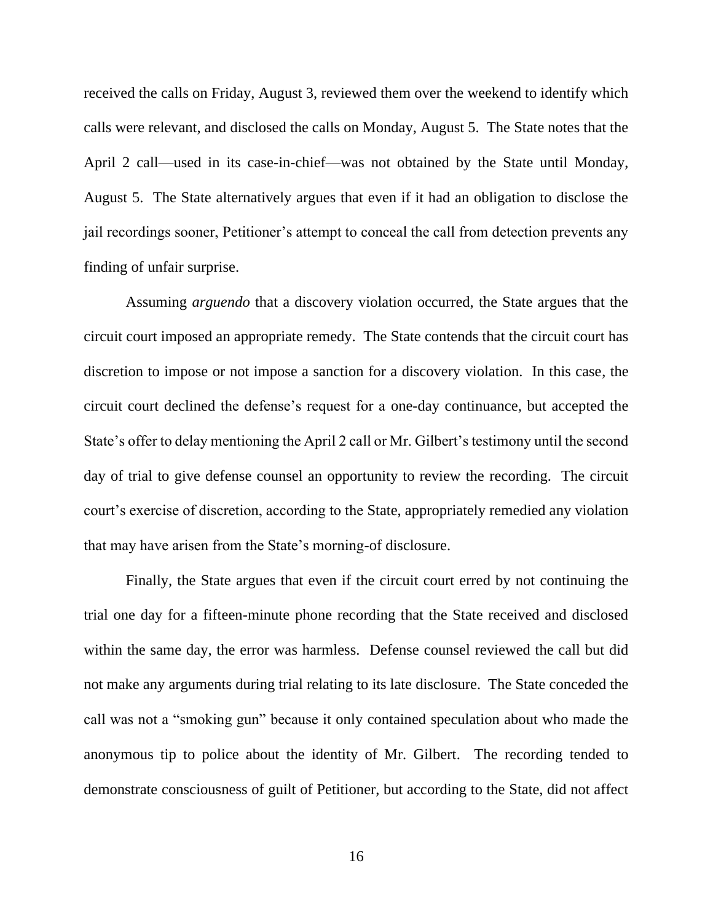received the calls on Friday, August 3, reviewed them over the weekend to identify which calls were relevant, and disclosed the calls on Monday, August 5. The State notes that the April 2 call—used in its case-in-chief—was not obtained by the State until Monday, August 5. The State alternatively argues that even if it had an obligation to disclose the jail recordings sooner, Petitioner's attempt to conceal the call from detection prevents any finding of unfair surprise.

Assuming *arguendo* that a discovery violation occurred, the State argues that the circuit court imposed an appropriate remedy. The State contends that the circuit court has discretion to impose or not impose a sanction for a discovery violation. In this case, the circuit court declined the defense's request for a one-day continuance, but accepted the State's offer to delay mentioning the April 2 call or Mr. Gilbert's testimony until the second day of trial to give defense counsel an opportunity to review the recording. The circuit court's exercise of discretion, according to the State, appropriately remedied any violation that may have arisen from the State's morning-of disclosure.

Finally, the State argues that even if the circuit court erred by not continuing the trial one day for a fifteen-minute phone recording that the State received and disclosed within the same day, the error was harmless. Defense counsel reviewed the call but did not make any arguments during trial relating to its late disclosure. The State conceded the call was not a "smoking gun" because it only contained speculation about who made the anonymous tip to police about the identity of Mr. Gilbert. The recording tended to demonstrate consciousness of guilt of Petitioner, but according to the State, did not affect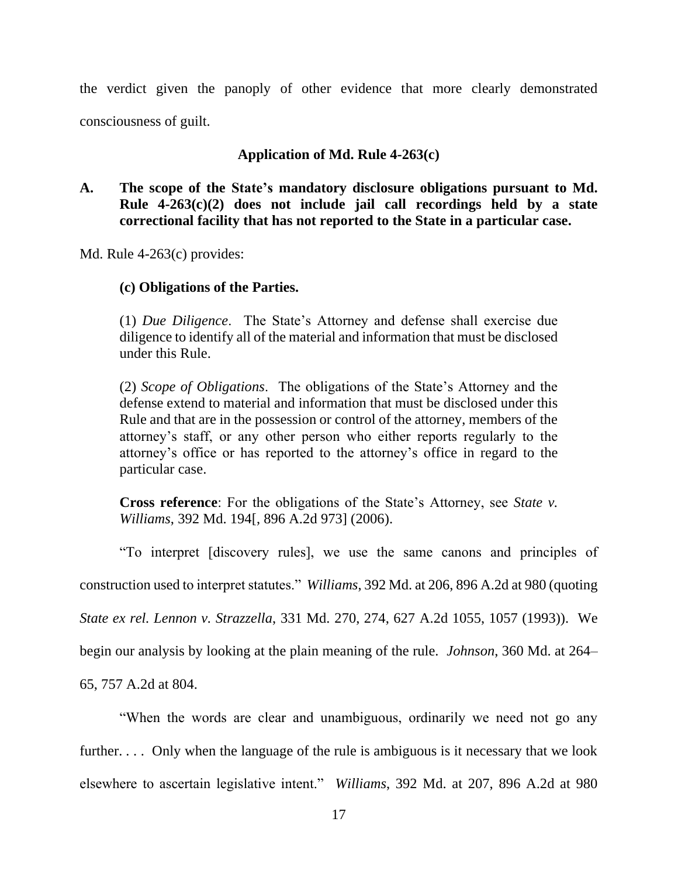the verdict given the panoply of other evidence that more clearly demonstrated consciousness of guilt.

**Application of Md. Rule 4-263(c)**

**A. The scope of the State's mandatory disclosure obligations pursuant to Md. Rule 4-263(c)(2) does not include jail call recordings held by a state correctional facility that has not reported to the State in a particular case.**

Md. Rule 4-263(c) provides:

> **(c) Obligations of the Parties.**
>
> (1) *Due Diligence*. The State's Attorney and defense shall exercise due diligence to identify all of the material and information that must be disclosed under this Rule.
>
> (2) *Scope of Obligations*. The obligations of the State's Attorney and the defense extend to material and information that must be disclosed under this Rule and that are in the possession or control of the attorney, members of the attorney's staff, or any other person who either reports regularly to the attorney's office or has reported to the attorney's office in regard to the particular case.
>
> **Cross reference**: For the obligations of the State's Attorney, see *State v. Williams*, 392 Md. 194[, 896 A.2d 973] (2006).

"To interpret [discovery rules], we use the same canons and principles of construction used to interpret statutes." *Williams*, 392 Md. at 206, 896 A.2d at 980 (quoting *State ex rel. Lennon v. Strazzella*, 331 Md. 270, 274, 627 A.2d 1055, 1057 (1993)). We begin our analysis by looking at the plain meaning of the rule. *Johnson*, 360 Md. at 264–65, 757 A.2d at 804.

"When the words are clear and unambiguous, ordinarily we need not go any further. . . . Only when the language of the rule is ambiguous is it necessary that we look elsewhere to ascertain legislative intent." *Williams*, 392 Md. at 207, 896 A.2d at 980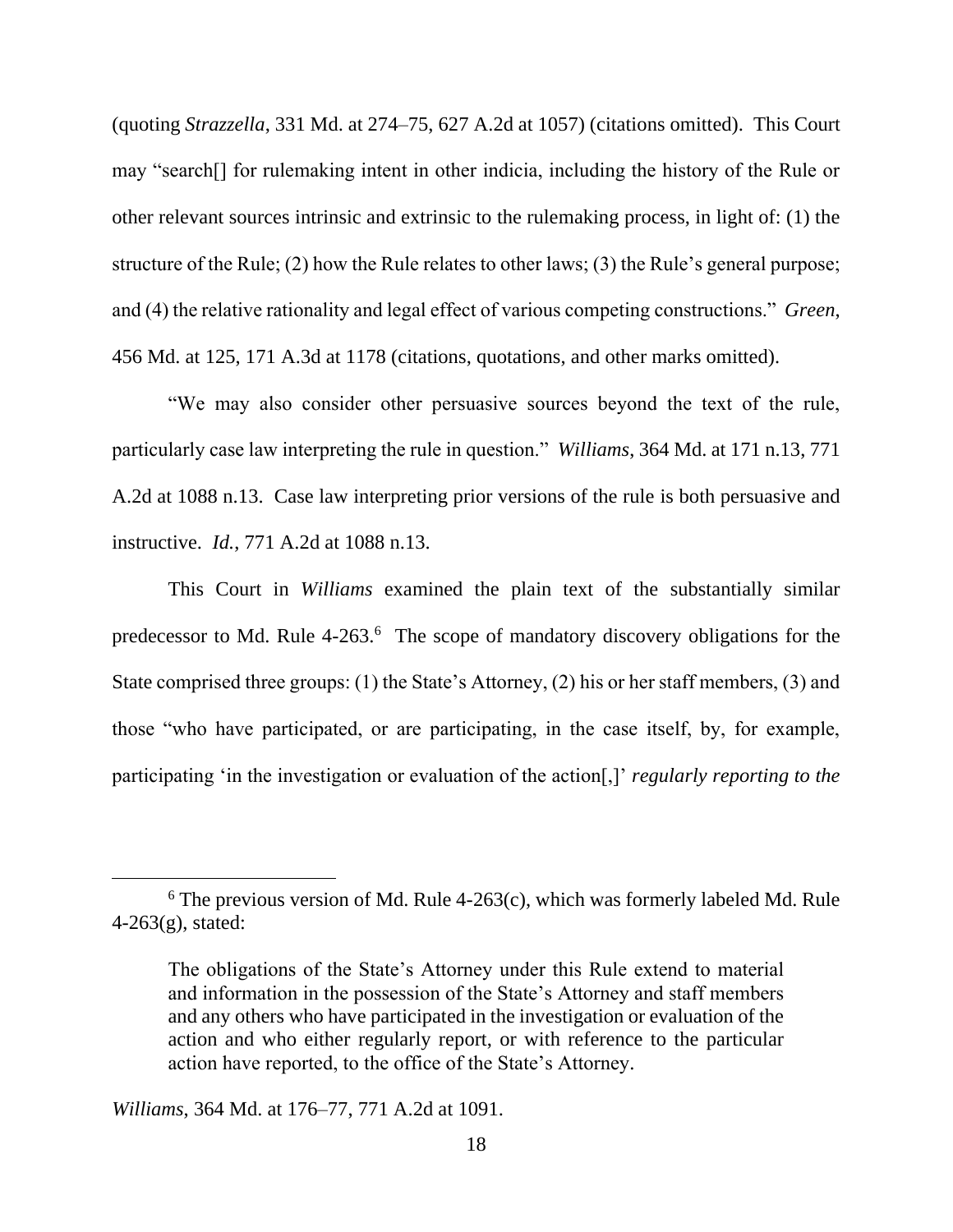(quoting *Strazzella*, 331 Md. at 274–75, 627 A.2d at 1057) (citations omitted). This Court may "search[] for rulemaking intent in other indicia, including the history of the Rule or other relevant sources intrinsic and extrinsic to the rulemaking process, in light of: (1) the structure of the Rule; (2) how the Rule relates to other laws; (3) the Rule's general purpose; and (4) the relative rationality and legal effect of various competing constructions." *Green*, 456 Md. at 125, 171 A.3d at 1178 (citations, quotations, and other marks omitted).

"We may also consider other persuasive sources beyond the text of the rule, particularly case law interpreting the rule in question." *Williams*, 364 Md. at 171 n.13, 771 A.2d at 1088 n.13. Case law interpreting prior versions of the rule is both persuasive and instructive. *Id.*, 771 A.2d at 1088 n.13.

This Court in *Williams* examined the plain text of the substantially similar predecessor to Md. Rule 4-263.[6] The scope of mandatory discovery obligations for the State comprised three groups: (1) the State's Attorney, (2) his or her staff members, (3) and those "who have participated, or are participating, in the case itself, by, for example, participating 'in the investigation or evaluation of the action[,]' *regularly reporting to the*

---

[6] The previous version of Md. Rule 4-263(c), which was formerly labeled Md. Rule 4-263(g), stated:

> The obligations of the State's Attorney under this Rule extend to material and information in the possession of the State's Attorney and staff members and any others who have participated in the investigation or evaluation of the action and who either regularly report, or with reference to the particular action have reported, to the office of the State's Attorney.

*Williams*, 364 Md. at 176–77, 771 A.2d at 1091.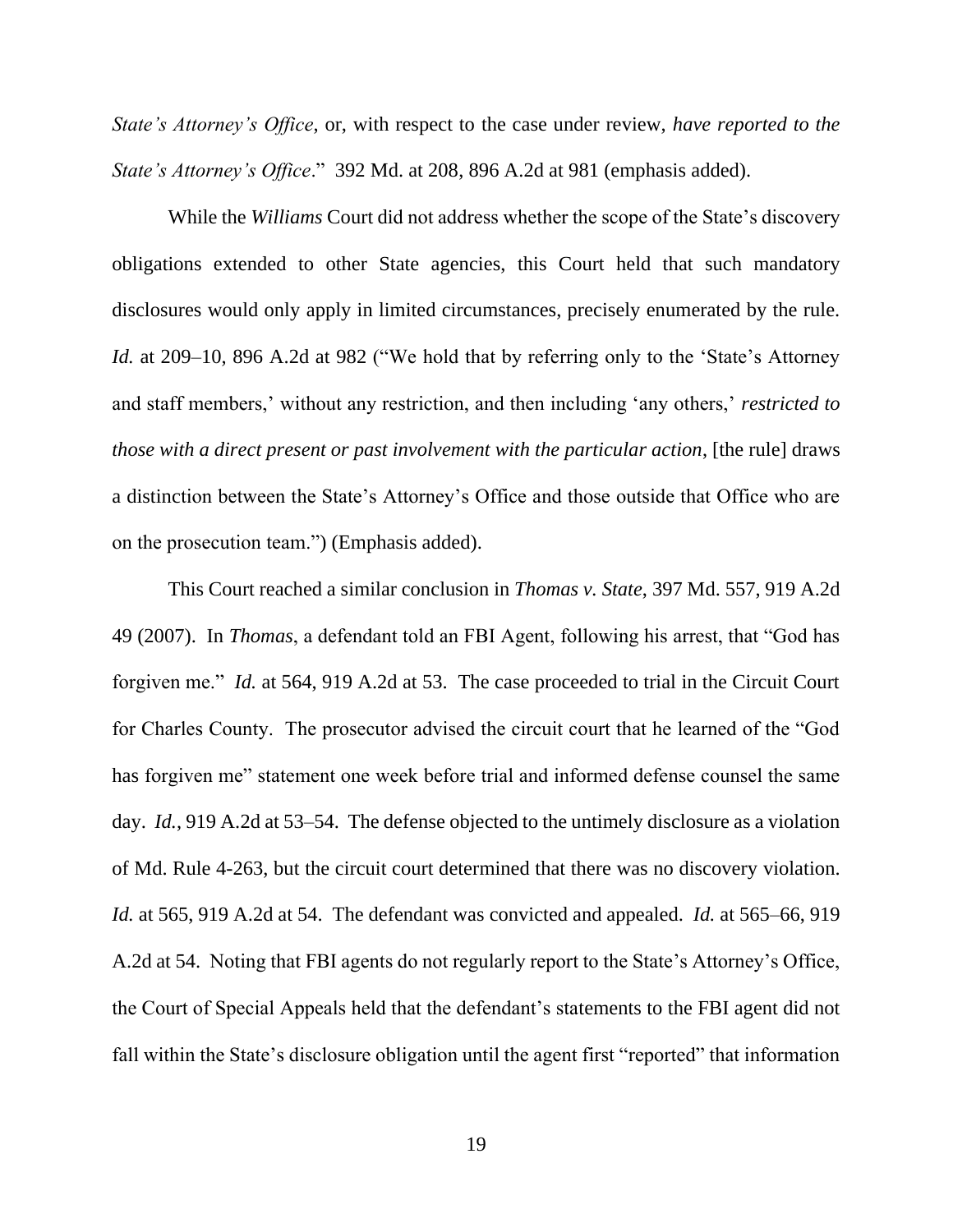*State's Attorney's Office*, or, with respect to the case under review, *have reported to the State's Attorney's Office*." 392 Md. at 208, 896 A.2d at 981 (emphasis added).

While the *Williams* Court did not address whether the scope of the State's discovery obligations extended to other State agencies, this Court held that such mandatory disclosures would only apply in limited circumstances, precisely enumerated by the rule. *Id.* at 209–10, 896 A.2d at 982 ("We hold that by referring only to the 'State's Attorney and staff members,' without any restriction, and then including 'any others,' *restricted to those with a direct present or past involvement with the particular action*, [the rule] draws a distinction between the State's Attorney's Office and those outside that Office who are on the prosecution team.") (Emphasis added).

This Court reached a similar conclusion in *Thomas v. State*, 397 Md. 557, 919 A.2d 49 (2007). In *Thomas*, a defendant told an FBI Agent, following his arrest, that "God has forgiven me." *Id.* at 564, 919 A.2d at 53. The case proceeded to trial in the Circuit Court for Charles County. The prosecutor advised the circuit court that he learned of the "God has forgiven me" statement one week before trial and informed defense counsel the same day. *Id.*, 919 A.2d at 53–54. The defense objected to the untimely disclosure as a violation of Md. Rule 4-263, but the circuit court determined that there was no discovery violation. *Id.* at 565, 919 A.2d at 54. The defendant was convicted and appealed. *Id.* at 565–66, 919 A.2d at 54. Noting that FBI agents do not regularly report to the State's Attorney's Office, the Court of Special Appeals held that the defendant's statements to the FBI agent did not fall within the State's disclosure obligation until the agent first "reported" that information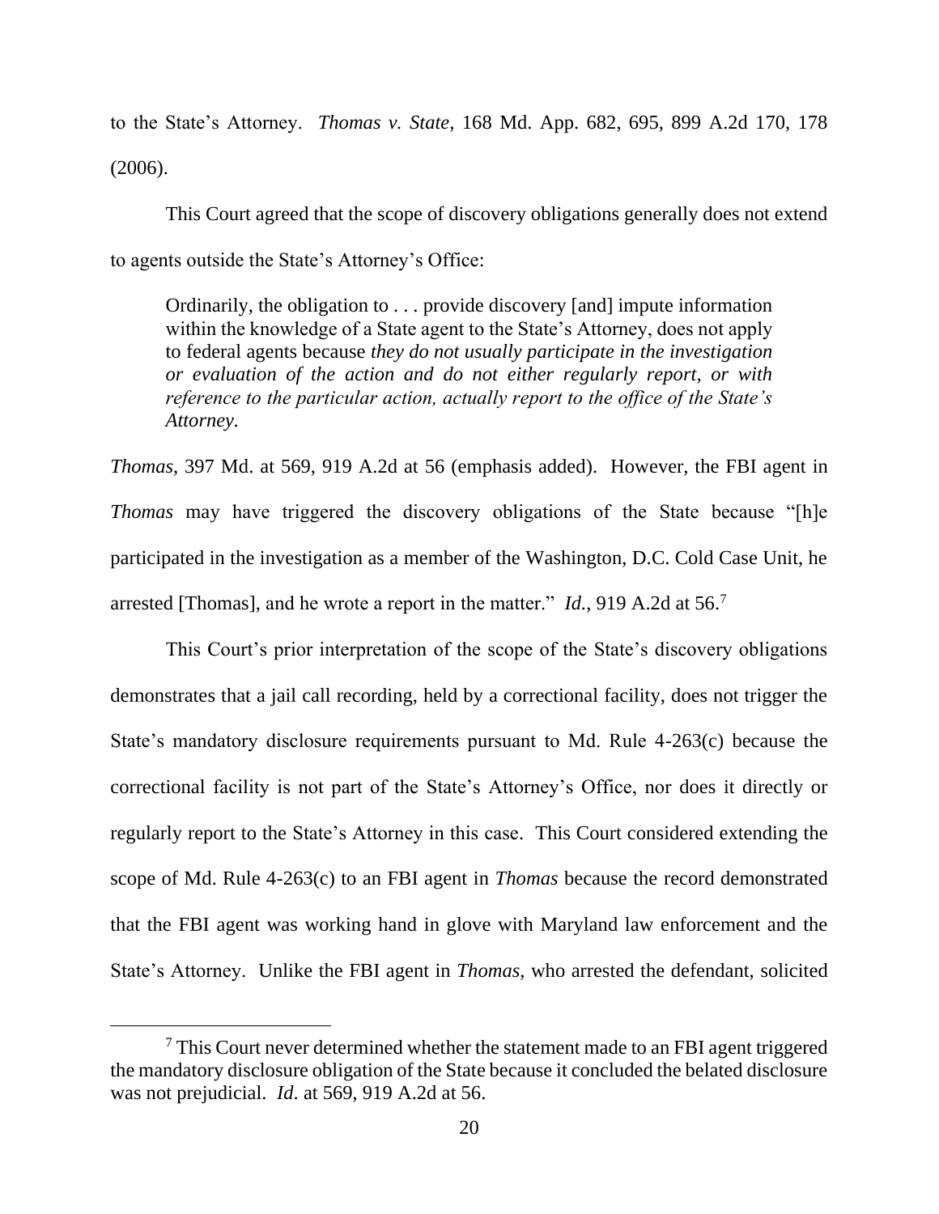to the State's Attorney. *Thomas v. State*, 168 Md. App. 682, 695, 899 A.2d 170, 178 (2006).

This Court agreed that the scope of discovery obligations generally does not extend to agents outside the State's Attorney's Office:

> Ordinarily, the obligation to . . . provide discovery [and] impute information within the knowledge of a State agent to the State's Attorney, does not apply to federal agents because *they do not usually participate in the investigation or evaluation of the action and do not either regularly report, or with reference to the particular action, actually report to the office of the State's Attorney.*

*Thomas*, 397 Md. at 569, 919 A.2d at 56 (emphasis added). However, the FBI agent in *Thomas* may have triggered the discovery obligations of the State because "[h]e participated in the investigation as a member of the Washington, D.C. Cold Case Unit, he arrested [Thomas], and he wrote a report in the matter." *Id.*, 919 A.2d at 56.[7]

This Court's prior interpretation of the scope of the State's discovery obligations demonstrates that a jail call recording, held by a correctional facility, does not trigger the State's mandatory disclosure requirements pursuant to Md. Rule 4-263(c) because the correctional facility is not part of the State's Attorney's Office, nor does it directly or regularly report to the State's Attorney in this case. This Court considered extending the scope of Md. Rule 4-263(c) to an FBI agent in *Thomas* because the record demonstrated that the FBI agent was working hand in glove with Maryland law enforcement and the State's Attorney. Unlike the FBI agent in *Thomas*, who arrested the defendant, solicited

[7] This Court never determined whether the statement made to an FBI agent triggered the mandatory disclosure obligation of the State because it concluded the belated disclosure was not prejudicial. *Id.* at 569, 919 A.2d at 56.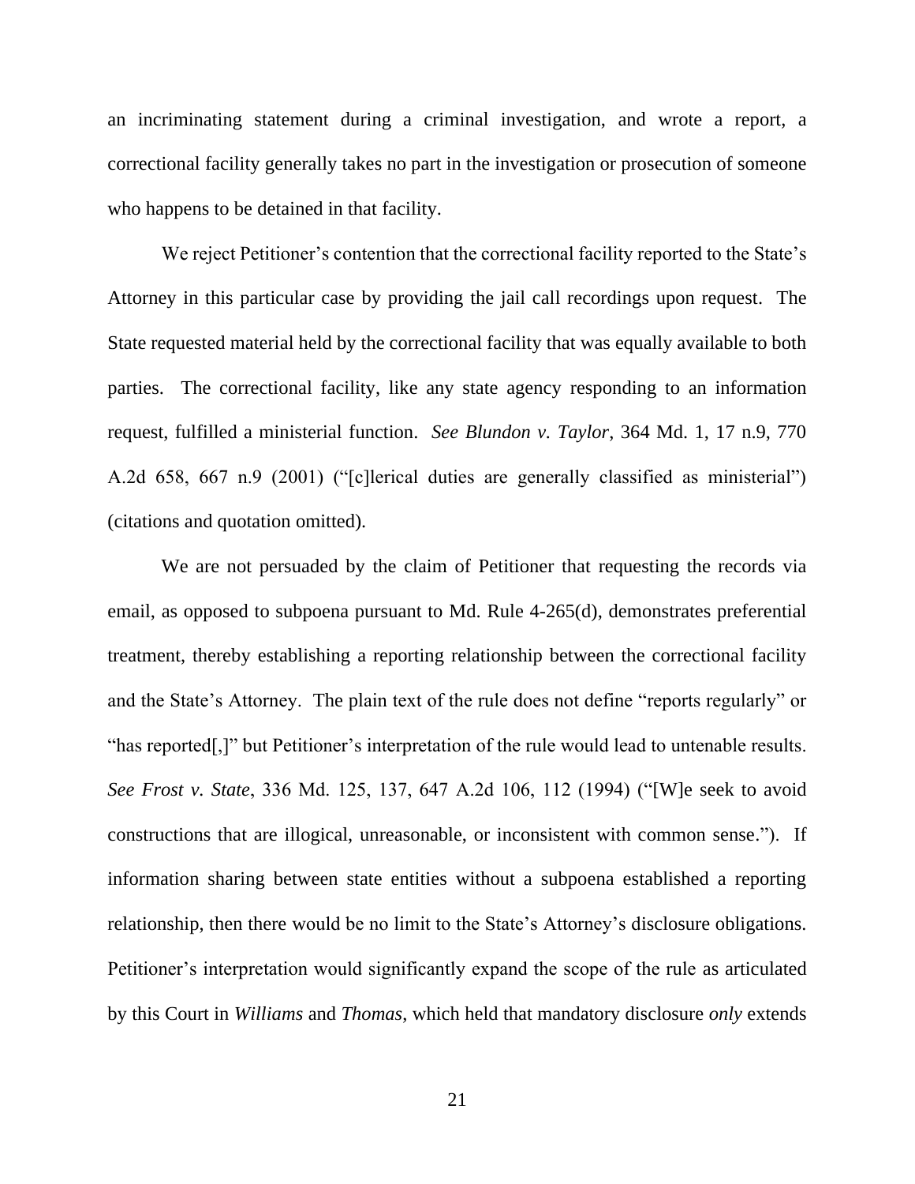an incriminating statement during a criminal investigation, and wrote a report, a correctional facility generally takes no part in the investigation or prosecution of someone who happens to be detained in that facility.

We reject Petitioner's contention that the correctional facility reported to the State's Attorney in this particular case by providing the jail call recordings upon request. The State requested material held by the correctional facility that was equally available to both parties. The correctional facility, like any state agency responding to an information request, fulfilled a ministerial function. *See Blundon v. Taylor*, 364 Md. 1, 17 n.9, 770 A.2d 658, 667 n.9 (2001) ("[c]lerical duties are generally classified as ministerial") (citations and quotation omitted).

We are not persuaded by the claim of Petitioner that requesting the records via email, as opposed to subpoena pursuant to Md. Rule 4-265(d), demonstrates preferential treatment, thereby establishing a reporting relationship between the correctional facility and the State's Attorney. The plain text of the rule does not define "reports regularly" or "has reported[,]" but Petitioner's interpretation of the rule would lead to untenable results. *See Frost v. State*, 336 Md. 125, 137, 647 A.2d 106, 112 (1994) ("[W]e seek to avoid constructions that are illogical, unreasonable, or inconsistent with common sense."). If information sharing between state entities without a subpoena established a reporting relationship, then there would be no limit to the State's Attorney's disclosure obligations. Petitioner's interpretation would significantly expand the scope of the rule as articulated by this Court in *Williams* and *Thomas*, which held that mandatory disclosure *only* extends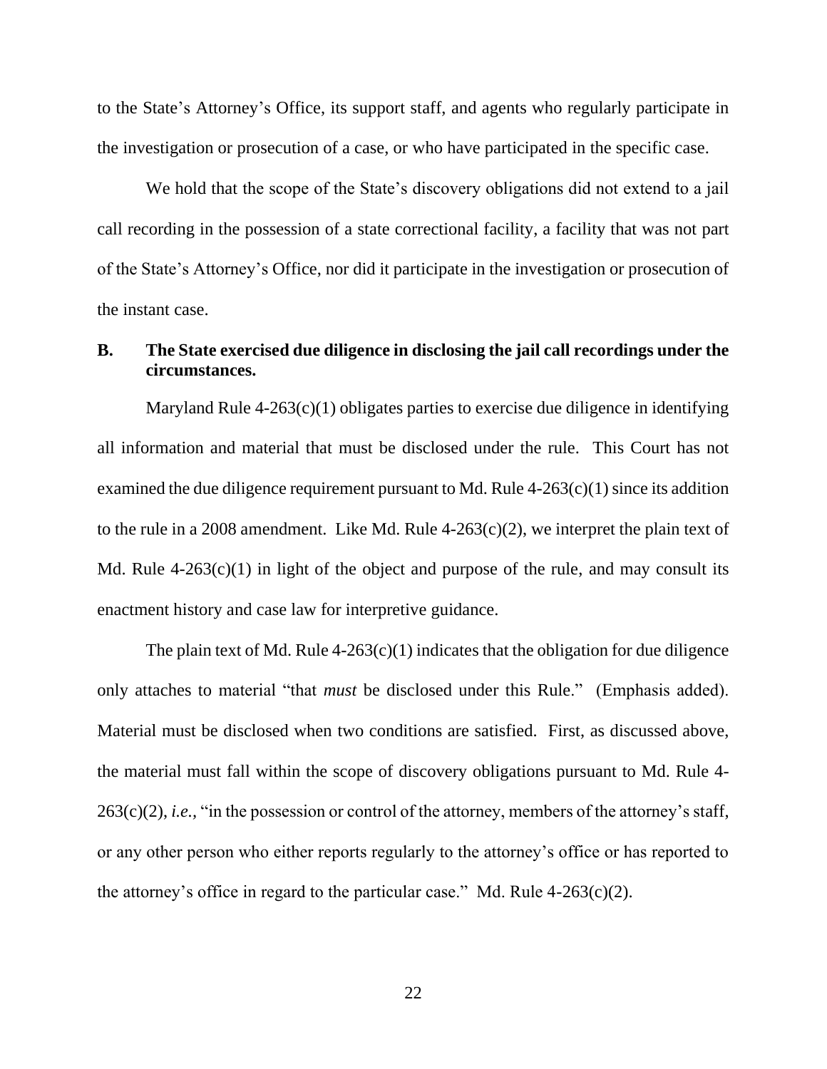to the State's Attorney's Office, its support staff, and agents who regularly participate in the investigation or prosecution of a case, or who have participated in the specific case.

We hold that the scope of the State's discovery obligations did not extend to a jail call recording in the possession of a state correctional facility, a facility that was not part of the State's Attorney's Office, nor did it participate in the investigation or prosecution of the instant case.

### B. The State exercised due diligence in disclosing the jail call recordings under the circumstances.

Maryland Rule 4-263(c)(1) obligates parties to exercise due diligence in identifying all information and material that must be disclosed under the rule. This Court has not examined the due diligence requirement pursuant to Md. Rule 4-263(c)(1) since its addition to the rule in a 2008 amendment. Like Md. Rule 4-263(c)(2), we interpret the plain text of Md. Rule 4-263(c)(1) in light of the object and purpose of the rule, and may consult its enactment history and case law for interpretive guidance.

The plain text of Md. Rule 4-263(c)(1) indicates that the obligation for due diligence only attaches to material "that *must* be disclosed under this Rule." (Emphasis added). Material must be disclosed when two conditions are satisfied. First, as discussed above, the material must fall within the scope of discovery obligations pursuant to Md. Rule 4-263(c)(2), *i.e.*, "in the possession or control of the attorney, members of the attorney's staff, or any other person who either reports regularly to the attorney's office or has reported to the attorney's office in regard to the particular case." Md. Rule 4-263(c)(2).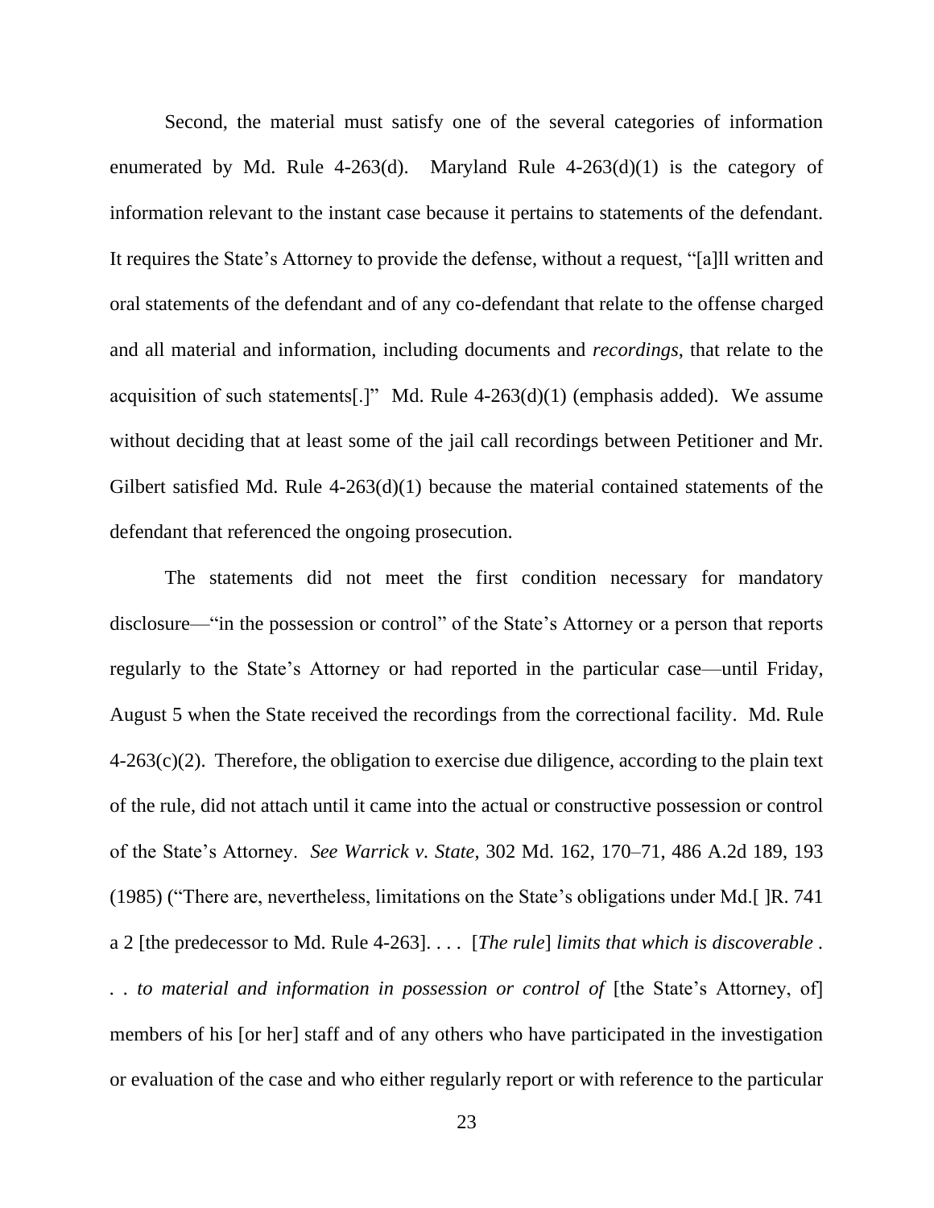Second, the material must satisfy one of the several categories of information enumerated by Md. Rule 4-263(d). Maryland Rule 4-263(d)(1) is the category of information relevant to the instant case because it pertains to statements of the defendant. It requires the State's Attorney to provide the defense, without a request, "[a]ll written and oral statements of the defendant and of any co-defendant that relate to the offense charged and all material and information, including documents and *recordings*, that relate to the acquisition of such statements[.]" Md. Rule 4-263(d)(1) (emphasis added). We assume without deciding that at least some of the jail call recordings between Petitioner and Mr. Gilbert satisfied Md. Rule 4-263(d)(1) because the material contained statements of the defendant that referenced the ongoing prosecution.

The statements did not meet the first condition necessary for mandatory disclosure—"in the possession or control" of the State's Attorney or a person that reports regularly to the State's Attorney or had reported in the particular case—until Friday, August 5 when the State received the recordings from the correctional facility. Md. Rule 4-263(c)(2). Therefore, the obligation to exercise due diligence, according to the plain text of the rule, did not attach until it came into the actual or constructive possession or control of the State's Attorney. *See Warrick v. State*, 302 Md. 162, 170–71, 486 A.2d 189, 193 (1985) ("There are, nevertheless, limitations on the State's obligations under Md.[ ]R. 741 a 2 [the predecessor to Md. Rule 4-263]. . . . [*The rule*] *limits that which is discoverable . . . to material and information in possession or control of* [the State's Attorney, of] members of his [or her] staff and of any others who have participated in the investigation or evaluation of the case and who either regularly report or with reference to the particular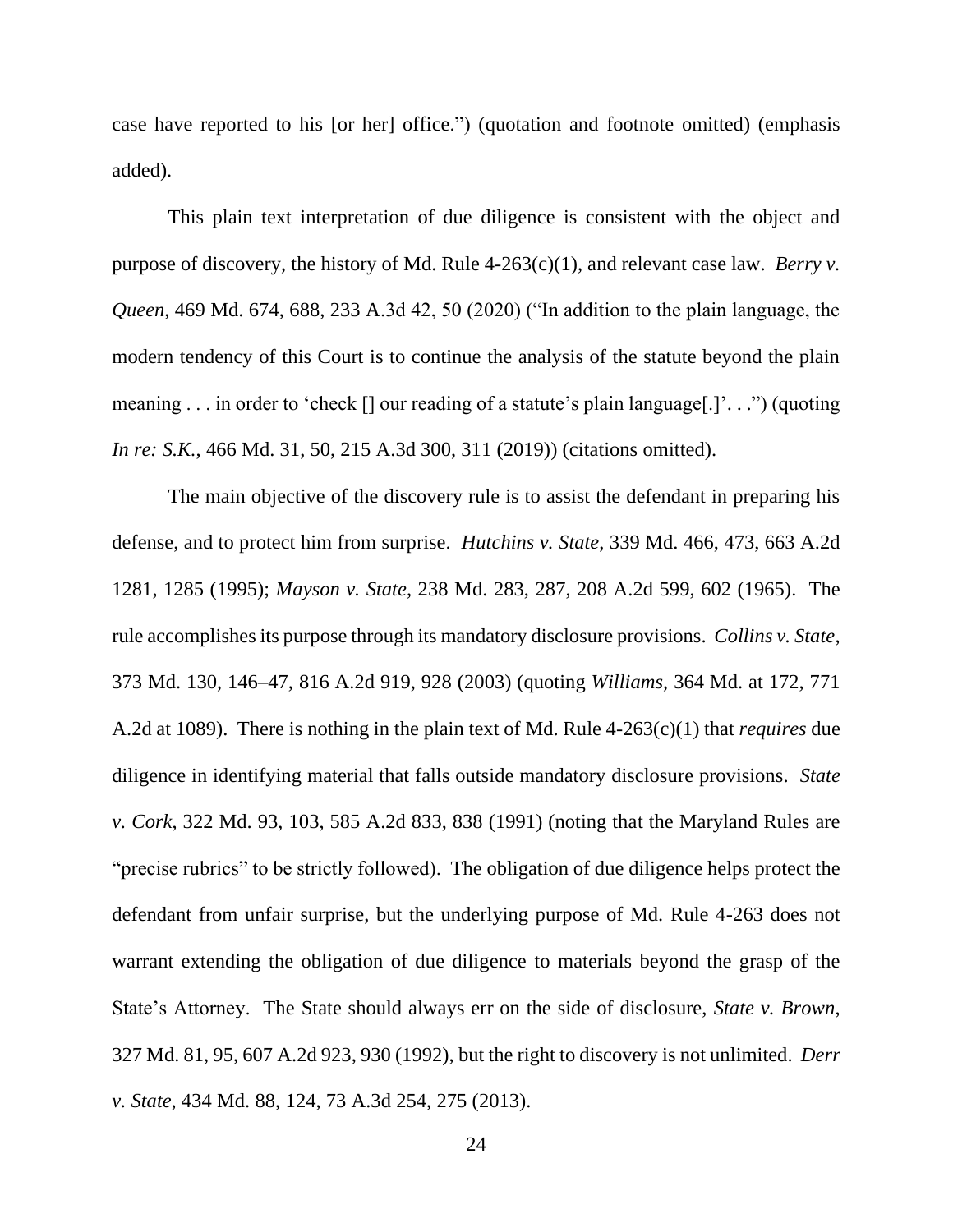case have reported to his [or her] office.") (quotation and footnote omitted) (emphasis added).

This plain text interpretation of due diligence is consistent with the object and purpose of discovery, the history of Md. Rule 4-263(c)(1), and relevant case law. *Berry v. Queen*, 469 Md. 674, 688, 233 A.3d 42, 50 (2020) ("In addition to the plain language, the modern tendency of this Court is to continue the analysis of the statute beyond the plain meaning . . . in order to 'check [] our reading of a statute's plain language[.]'. . .") (quoting *In re: S.K.*, 466 Md. 31, 50, 215 A.3d 300, 311 (2019)) (citations omitted).

The main objective of the discovery rule is to assist the defendant in preparing his defense, and to protect him from surprise. *Hutchins v. State*, 339 Md. 466, 473, 663 A.2d 1281, 1285 (1995); *Mayson v. State*, 238 Md. 283, 287, 208 A.2d 599, 602 (1965). The rule accomplishes its purpose through its mandatory disclosure provisions. *Collins v. State*, 373 Md. 130, 146–47, 816 A.2d 919, 928 (2003) (quoting *Williams*, 364 Md. at 172, 771 A.2d at 1089). There is nothing in the plain text of Md. Rule 4-263(c)(1) that *requires* due diligence in identifying material that falls outside mandatory disclosure provisions. *State v. Cork*, 322 Md. 93, 103, 585 A.2d 833, 838 (1991) (noting that the Maryland Rules are "precise rubrics" to be strictly followed). The obligation of due diligence helps protect the defendant from unfair surprise, but the underlying purpose of Md. Rule 4-263 does not warrant extending the obligation of due diligence to materials beyond the grasp of the State's Attorney. The State should always err on the side of disclosure, *State v. Brown*, 327 Md. 81, 95, 607 A.2d 923, 930 (1992), but the right to discovery is not unlimited. *Derr v. State*, 434 Md. 88, 124, 73 A.3d 254, 275 (2013).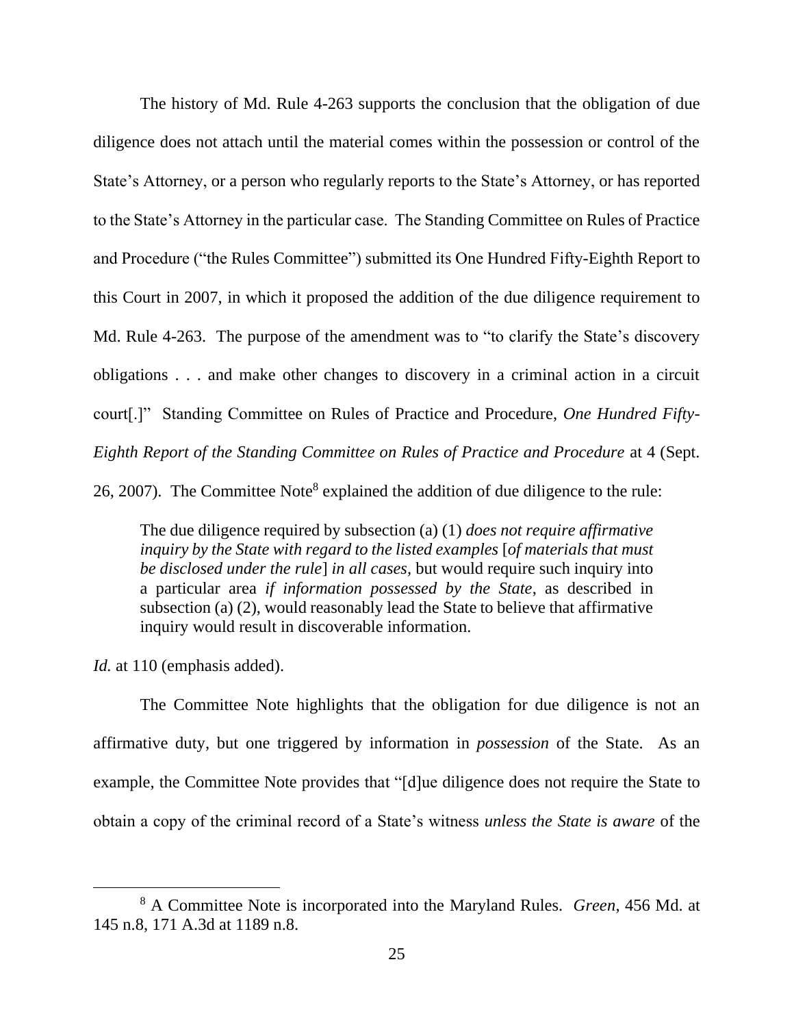The history of Md. Rule 4-263 supports the conclusion that the obligation of due diligence does not attach until the material comes within the possession or control of the State's Attorney, or a person who regularly reports to the State's Attorney, or has reported to the State's Attorney in the particular case. The Standing Committee on Rules of Practice and Procedure ("the Rules Committee") submitted its One Hundred Fifty-Eighth Report to this Court in 2007, in which it proposed the addition of the due diligence requirement to Md. Rule 4-263. The purpose of the amendment was to "to clarify the State's discovery obligations . . . and make other changes to discovery in a criminal action in a circuit court[.]" Standing Committee on Rules of Practice and Procedure, *One Hundred Fifty-Eighth Report of the Standing Committee on Rules of Practice and Procedure* at 4 (Sept. 26, 2007). The Committee Note[8] explained the addition of due diligence to the rule:

> The due diligence required by subsection (a) (1) *does not require affirmative inquiry by the State with regard to the listed examples* [*of materials that must be disclosed under the rule*] *in all cases*, but would require such inquiry into a particular area *if information possessed by the State*, as described in subsection (a) (2), would reasonably lead the State to believe that affirmative inquiry would result in discoverable information.

*Id.* at 110 (emphasis added).

The Committee Note highlights that the obligation for due diligence is not an affirmative duty, but one triggered by information in *possession* of the State. As an example, the Committee Note provides that "[d]ue diligence does not require the State to obtain a copy of the criminal record of a State's witness *unless the State is aware* of the

---

[8] A Committee Note is incorporated into the Maryland Rules. *Green*, 456 Md. at 145 n.8, 171 A.3d at 1189 n.8.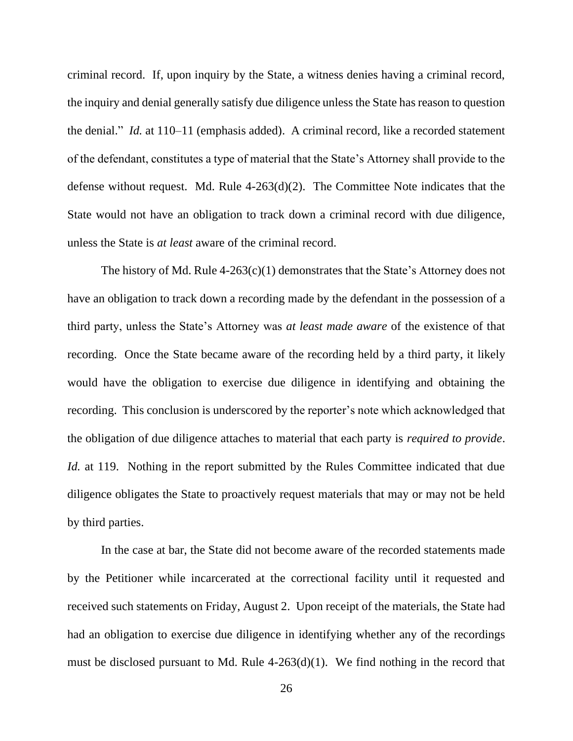criminal record. If, upon inquiry by the State, a witness denies having a criminal record, the inquiry and denial generally satisfy due diligence unless the State has reason to question the denial." *Id.* at 110–11 (emphasis added). A criminal record, like a recorded statement of the defendant, constitutes a type of material that the State's Attorney shall provide to the defense without request. Md. Rule 4-263(d)(2). The Committee Note indicates that the State would not have an obligation to track down a criminal record with due diligence, unless the State is *at least* aware of the criminal record.

The history of Md. Rule 4-263(c)(1) demonstrates that the State's Attorney does not have an obligation to track down a recording made by the defendant in the possession of a third party, unless the State's Attorney was *at least made aware* of the existence of that recording. Once the State became aware of the recording held by a third party, it likely would have the obligation to exercise due diligence in identifying and obtaining the recording. This conclusion is underscored by the reporter's note which acknowledged that the obligation of due diligence attaches to material that each party is *required to provide*. *Id.* at 119. Nothing in the report submitted by the Rules Committee indicated that due diligence obligates the State to proactively request materials that may or may not be held by third parties.

In the case at bar, the State did not become aware of the recorded statements made by the Petitioner while incarcerated at the correctional facility until it requested and received such statements on Friday, August 2. Upon receipt of the materials, the State had had an obligation to exercise due diligence in identifying whether any of the recordings must be disclosed pursuant to Md. Rule 4-263(d)(1). We find nothing in the record that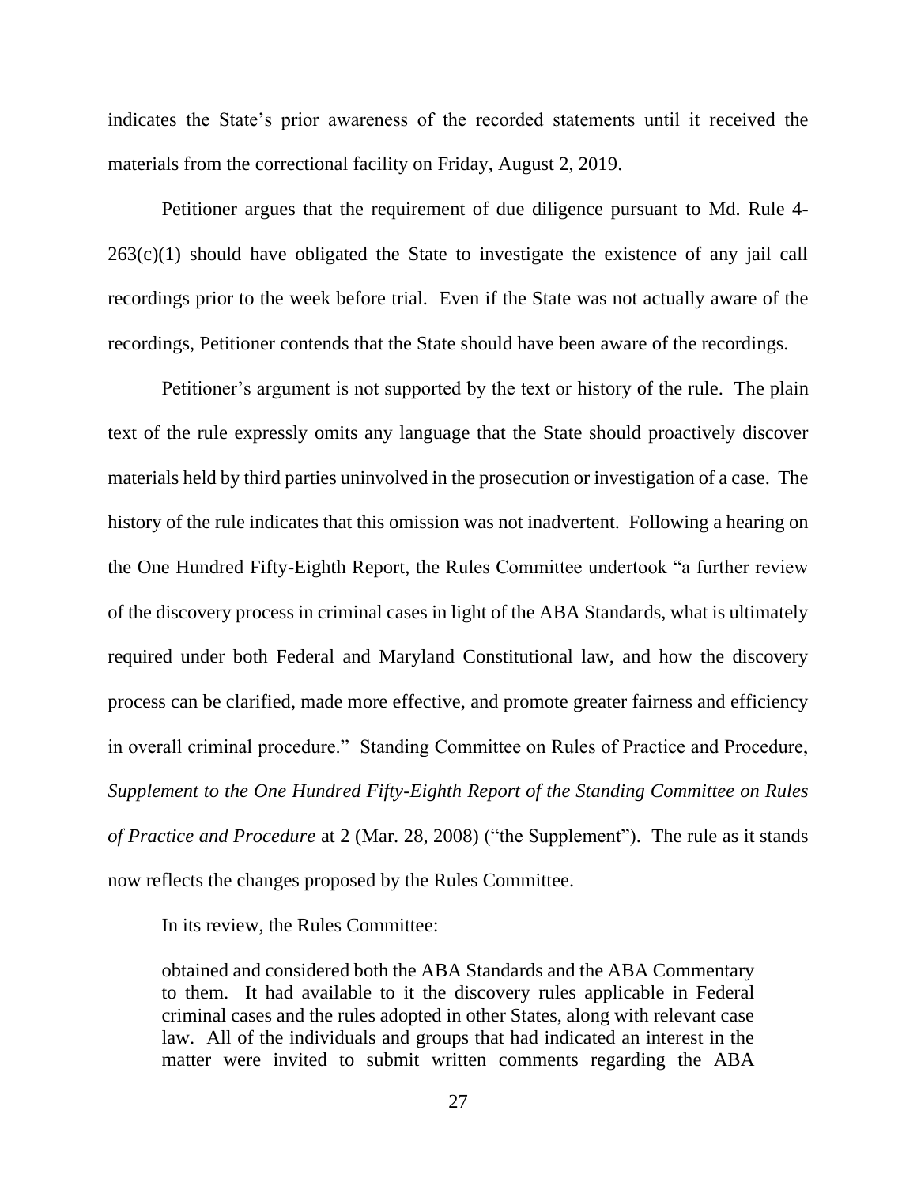indicates the State's prior awareness of the recorded statements until it received the materials from the correctional facility on Friday, August 2, 2019.

Petitioner argues that the requirement of due diligence pursuant to Md. Rule 4-263(c)(1) should have obligated the State to investigate the existence of any jail call recordings prior to the week before trial. Even if the State was not actually aware of the recordings, Petitioner contends that the State should have been aware of the recordings.

Petitioner's argument is not supported by the text or history of the rule. The plain text of the rule expressly omits any language that the State should proactively discover materials held by third parties uninvolved in the prosecution or investigation of a case. The history of the rule indicates that this omission was not inadvertent. Following a hearing on the One Hundred Fifty-Eighth Report, the Rules Committee undertook "a further review of the discovery process in criminal cases in light of the ABA Standards, what is ultimately required under both Federal and Maryland Constitutional law, and how the discovery process can be clarified, made more effective, and promote greater fairness and efficiency in overall criminal procedure." Standing Committee on Rules of Practice and Procedure, *Supplement to the One Hundred Fifty-Eighth Report of the Standing Committee on Rules of Practice and Procedure* at 2 (Mar. 28, 2008) ("the Supplement"). The rule as it stands now reflects the changes proposed by the Rules Committee.

In its review, the Rules Committee:

> obtained and considered both the ABA Standards and the ABA Commentary to them. It had available to it the discovery rules applicable in Federal criminal cases and the rules adopted in other States, along with relevant case law. All of the individuals and groups that had indicated an interest in the matter were invited to submit written comments regarding the ABA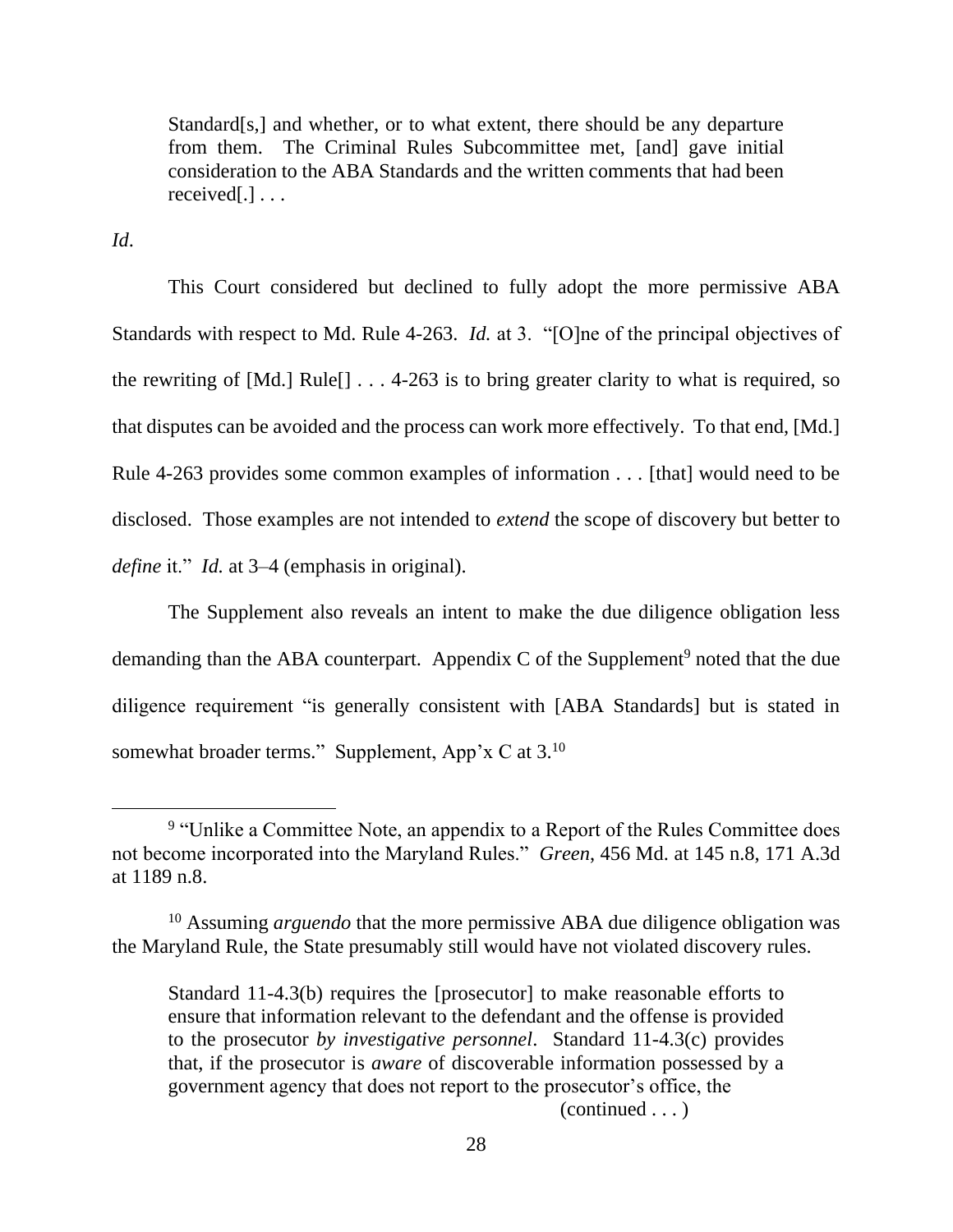> Standard[s,] and whether, or to what extent, there should be any departure from them. The Criminal Rules Subcommittee met, [and] gave initial consideration to the ABA Standards and the written comments that had been received[.] . . .

*Id*.

This Court considered but declined to fully adopt the more permissive ABA Standards with respect to Md. Rule 4-263. *Id.* at 3. "[O]ne of the principal objectives of the rewriting of [Md.] Rule[] . . . 4-263 is to bring greater clarity to what is required, so that disputes can be avoided and the process can work more effectively. To that end, [Md.] Rule 4-263 provides some common examples of information . . . [that] would need to be disclosed. Those examples are not intended to *extend* the scope of discovery but better to *define* it." *Id.* at 3–4 (emphasis in original).

The Supplement also reveals an intent to make the due diligence obligation less demanding than the ABA counterpart. Appendix C of the Supplement[9] noted that the due diligence requirement "is generally consistent with [ABA Standards] but is stated in somewhat broader terms." Supplement, App'x C at 3.[10]

---

[9] "Unlike a Committee Note, an appendix to a Report of the Rules Committee does not become incorporated into the Maryland Rules." *Green*, 456 Md. at 145 n.8, 171 A.3d at 1189 n.8.

[10] Assuming *arguendo* that the more permissive ABA due diligence obligation was the Maryland Rule, the State presumably still would have not violated discovery rules.

> Standard 11-4.3(b) requires the [prosecutor] to make reasonable efforts to ensure that information relevant to the defendant and the offense is provided to the prosecutor *by investigative personnel*. Standard 11-4.3(c) provides that, if the prosecutor is *aware* of discoverable information possessed by a government agency that does not report to the prosecutor's office, the

(continued . . . )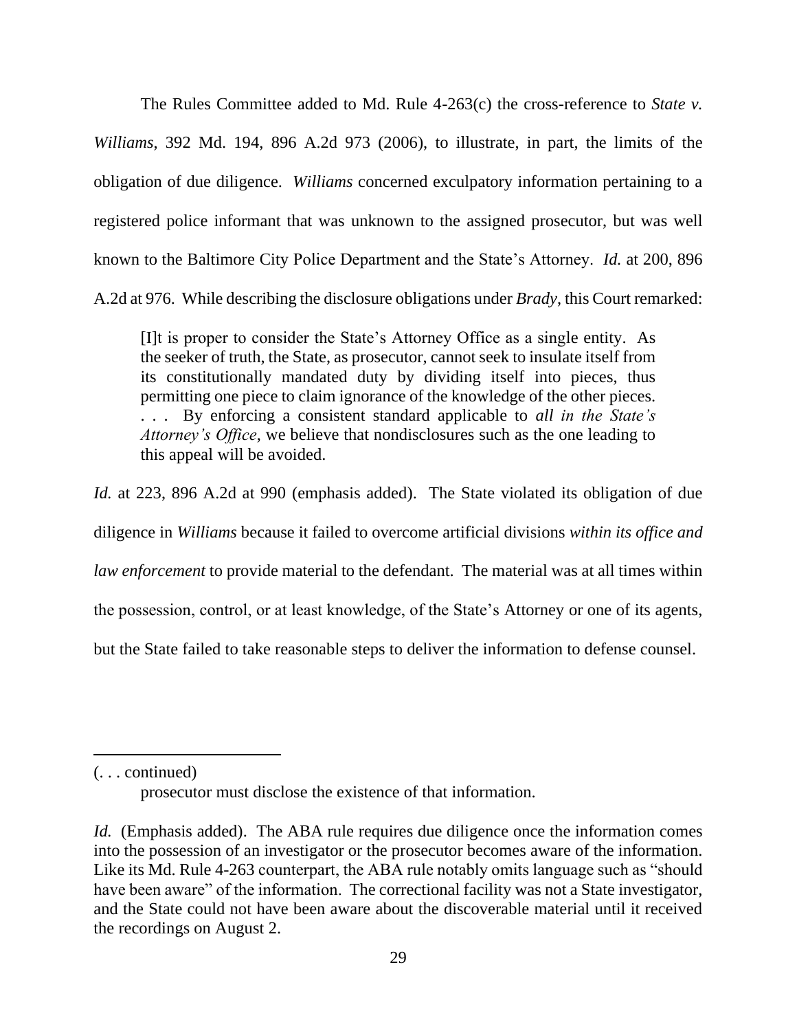The Rules Committee added to Md. Rule 4-263(c) the cross-reference to *State v. Williams*, 392 Md. 194, 896 A.2d 973 (2006), to illustrate, in part, the limits of the obligation of due diligence. *Williams* concerned exculpatory information pertaining to a registered police informant that was unknown to the assigned prosecutor, but was well known to the Baltimore City Police Department and the State's Attorney. *Id.* at 200, 896 A.2d at 976. While describing the disclosure obligations under *Brady*, this Court remarked:

> [I]t is proper to consider the State's Attorney Office as a single entity. As the seeker of truth, the State, as prosecutor, cannot seek to insulate itself from its constitutionally mandated duty by dividing itself into pieces, thus permitting one piece to claim ignorance of the knowledge of the other pieces. . . . By enforcing a consistent standard applicable to *all in the State's Attorney's Office*, we believe that nondisclosures such as the one leading to this appeal will be avoided.

*Id.* at 223, 896 A.2d at 990 (emphasis added). The State violated its obligation of due diligence in *Williams* because it failed to overcome artificial divisions *within its office and law enforcement* to provide material to the defendant. The material was at all times within the possession, control, or at least knowledge, of the State's Attorney or one of its agents, but the State failed to take reasonable steps to deliver the information to defense counsel.

---

(. . . continued)

prosecutor must disclose the existence of that information.

*Id.* (Emphasis added). The ABA rule requires due diligence once the information comes into the possession of an investigator or the prosecutor becomes aware of the information. Like its Md. Rule 4-263 counterpart, the ABA rule notably omits language such as "should have been aware" of the information. The correctional facility was not a State investigator, and the State could not have been aware about the discoverable material until it received the recordings on August 2.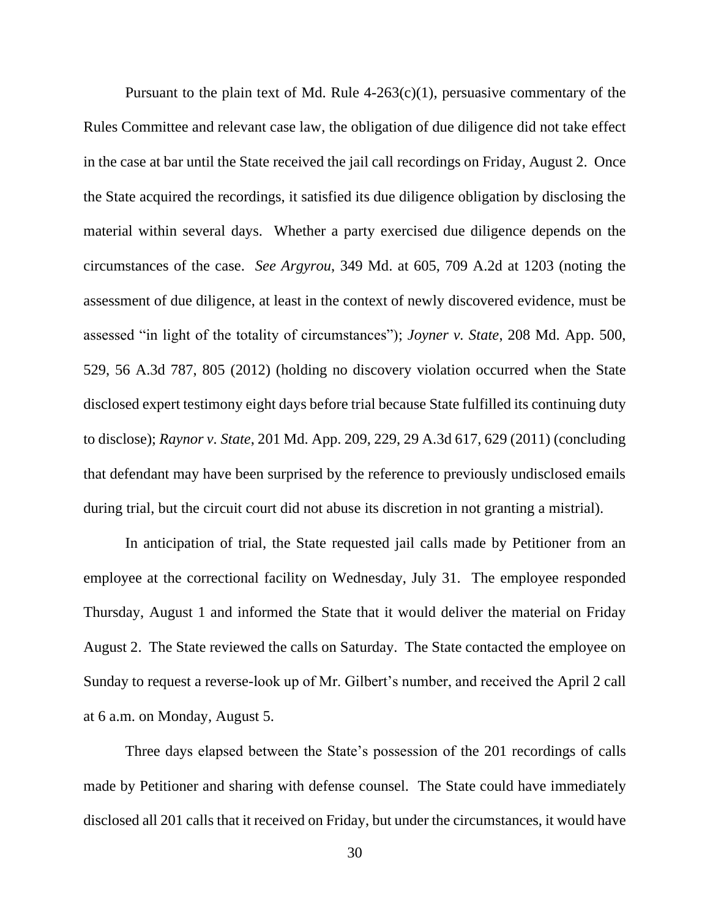Pursuant to the plain text of Md. Rule 4-263(c)(1), persuasive commentary of the Rules Committee and relevant case law, the obligation of due diligence did not take effect in the case at bar until the State received the jail call recordings on Friday, August 2. Once the State acquired the recordings, it satisfied its due diligence obligation by disclosing the material within several days. Whether a party exercised due diligence depends on the circumstances of the case. *See Argyrou*, 349 Md. at 605, 709 A.2d at 1203 (noting the assessment of due diligence, at least in the context of newly discovered evidence, must be assessed "in light of the totality of circumstances"); *Joyner v. State*, 208 Md. App. 500, 529, 56 A.3d 787, 805 (2012) (holding no discovery violation occurred when the State disclosed expert testimony eight days before trial because State fulfilled its continuing duty to disclose); *Raynor v. State*, 201 Md. App. 209, 229, 29 A.3d 617, 629 (2011) (concluding that defendant may have been surprised by the reference to previously undisclosed emails during trial, but the circuit court did not abuse its discretion in not granting a mistrial).

In anticipation of trial, the State requested jail calls made by Petitioner from an employee at the correctional facility on Wednesday, July 31. The employee responded Thursday, August 1 and informed the State that it would deliver the material on Friday August 2. The State reviewed the calls on Saturday. The State contacted the employee on Sunday to request a reverse-look up of Mr. Gilbert's number, and received the April 2 call at 6 a.m. on Monday, August 5.

Three days elapsed between the State's possession of the 201 recordings of calls made by Petitioner and sharing with defense counsel. The State could have immediately disclosed all 201 calls that it received on Friday, but under the circumstances, it would have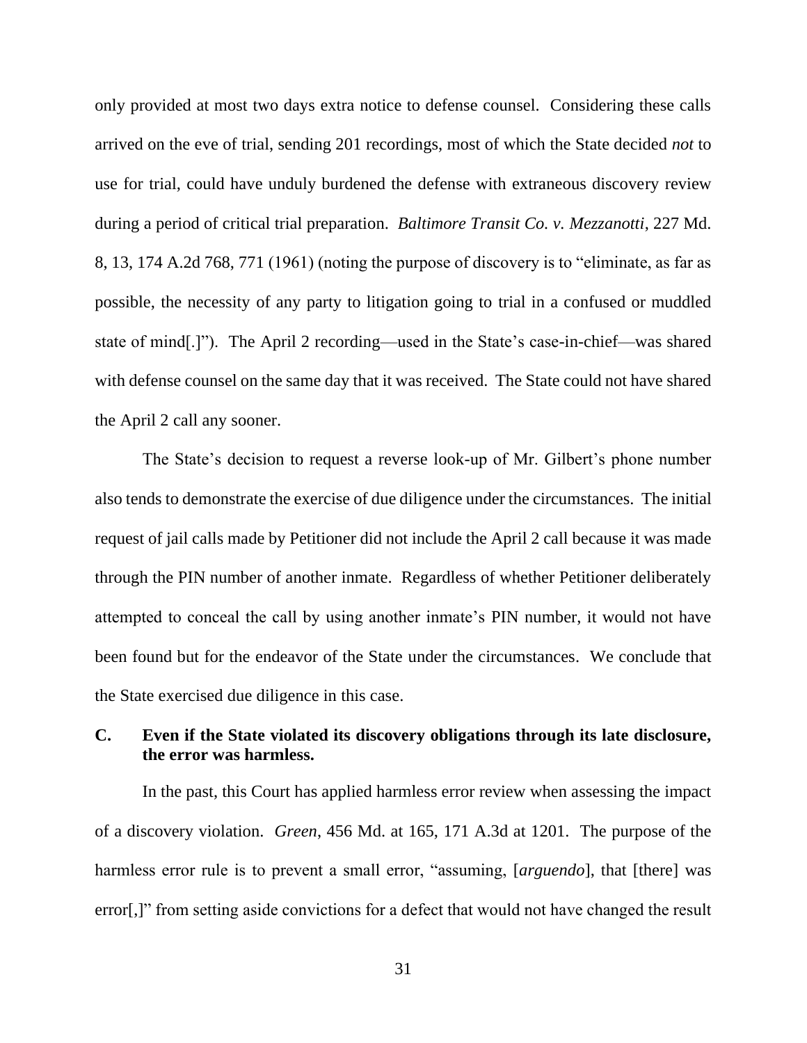only provided at most two days extra notice to defense counsel. Considering these calls arrived on the eve of trial, sending 201 recordings, most of which the State decided *not* to use for trial, could have unduly burdened the defense with extraneous discovery review during a period of critical trial preparation. *Baltimore Transit Co. v. Mezzanotti*, 227 Md. 8, 13, 174 A.2d 768, 771 (1961) (noting the purpose of discovery is to "eliminate, as far as possible, the necessity of any party to litigation going to trial in a confused or muddled state of mind[.]"). The April 2 recording—used in the State's case-in-chief—was shared with defense counsel on the same day that it was received. The State could not have shared the April 2 call any sooner.

The State's decision to request a reverse look-up of Mr. Gilbert's phone number also tends to demonstrate the exercise of due diligence under the circumstances. The initial request of jail calls made by Petitioner did not include the April 2 call because it was made through the PIN number of another inmate. Regardless of whether Petitioner deliberately attempted to conceal the call by using another inmate's PIN number, it would not have been found but for the endeavor of the State under the circumstances. We conclude that the State exercised due diligence in this case.

### C. Even if the State violated its discovery obligations through its late disclosure, the error was harmless.

In the past, this Court has applied harmless error review when assessing the impact of a discovery violation. *Green*, 456 Md. at 165, 171 A.3d at 1201. The purpose of the harmless error rule is to prevent a small error, "assuming, [*arguendo*], that [there] was error[,]" from setting aside convictions for a defect that would not have changed the result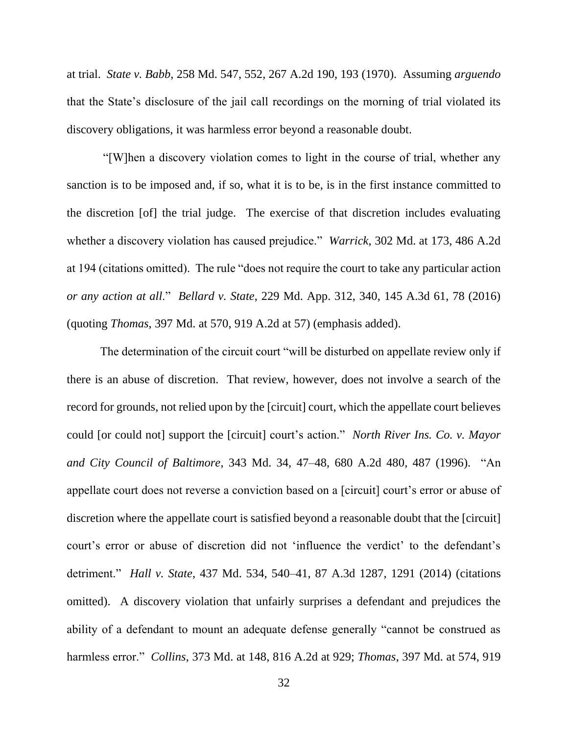at trial. *State v. Babb*, 258 Md. 547, 552, 267 A.2d 190, 193 (1970). Assuming *arguendo* that the State's disclosure of the jail call recordings on the morning of trial violated its discovery obligations, it was harmless error beyond a reasonable doubt.

"[W]hen a discovery violation comes to light in the course of trial, whether any sanction is to be imposed and, if so, what it is to be, is in the first instance committed to the discretion [of] the trial judge. The exercise of that discretion includes evaluating whether a discovery violation has caused prejudice." *Warrick*, 302 Md. at 173, 486 A.2d at 194 (citations omitted). The rule "does not require the court to take any particular action *or any action at all*." *Bellard v. State*, 229 Md. App. 312, 340, 145 A.3d 61, 78 (2016) (quoting *Thomas*, 397 Md. at 570, 919 A.2d at 57) (emphasis added).

The determination of the circuit court "will be disturbed on appellate review only if there is an abuse of discretion. That review, however, does not involve a search of the record for grounds, not relied upon by the [circuit] court, which the appellate court believes could [or could not] support the [circuit] court's action." *North River Ins. Co. v. Mayor and City Council of Baltimore*, 343 Md. 34, 47–48, 680 A.2d 480, 487 (1996). "An appellate court does not reverse a conviction based on a [circuit] court's error or abuse of discretion where the appellate court is satisfied beyond a reasonable doubt that the [circuit] court's error or abuse of discretion did not 'influence the verdict' to the defendant's detriment." *Hall v. State*, 437 Md. 534, 540–41, 87 A.3d 1287, 1291 (2014) (citations omitted). A discovery violation that unfairly surprises a defendant and prejudices the ability of a defendant to mount an adequate defense generally "cannot be construed as harmless error." *Collins*, 373 Md. at 148, 816 A.2d at 929; *Thomas*, 397 Md. at 574, 919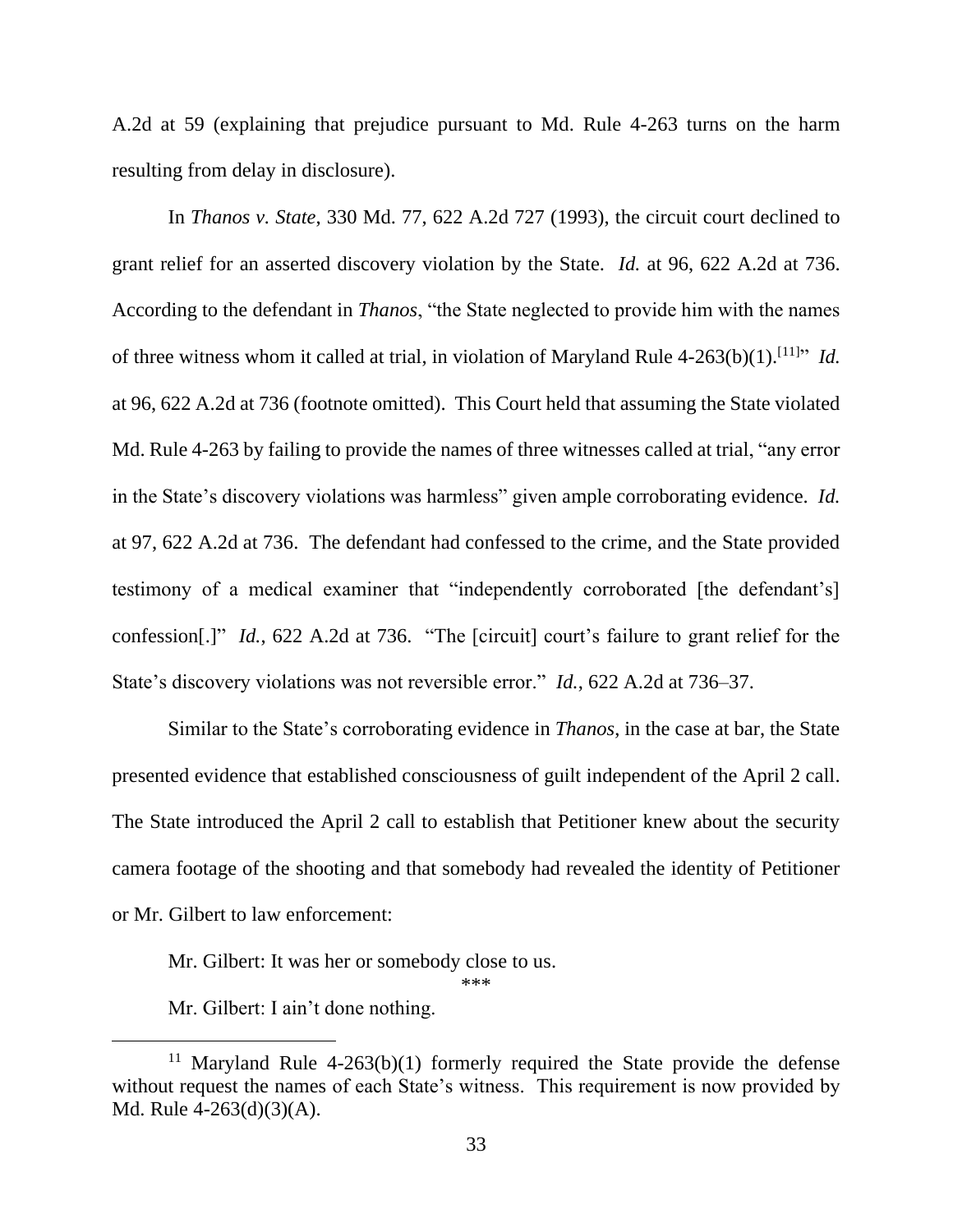A.2d at 59 (explaining that prejudice pursuant to Md. Rule 4-263 turns on the harm resulting from delay in disclosure).

In *Thanos v. State*, 330 Md. 77, 622 A.2d 727 (1993), the circuit court declined to grant relief for an asserted discovery violation by the State. *Id.* at 96, 622 A.2d at 736. According to the defendant in *Thanos*, "the State neglected to provide him with the names of three witness whom it called at trial, in violation of Maryland Rule 4-263(b)(1).[11]" *Id.* at 96, 622 A.2d at 736 (footnote omitted). This Court held that assuming the State violated Md. Rule 4-263 by failing to provide the names of three witnesses called at trial, "any error in the State's discovery violations was harmless" given ample corroborating evidence. *Id.* at 97, 622 A.2d at 736. The defendant had confessed to the crime, and the State provided testimony of a medical examiner that "independently corroborated [the defendant's] confession[.]" *Id.*, 622 A.2d at 736. "The [circuit] court's failure to grant relief for the State's discovery violations was not reversible error." *Id.*, 622 A.2d at 736–37.

Similar to the State's corroborating evidence in *Thanos*, in the case at bar, the State presented evidence that established consciousness of guilt independent of the April 2 call. The State introduced the April 2 call to establish that Petitioner knew about the security camera footage of the shooting and that somebody had revealed the identity of Petitioner or Mr. Gilbert to law enforcement:

> Mr. Gilbert: It was her or somebody close to us.
>
> \*\*\*
>
> Mr. Gilbert: I ain't done nothing.

---

[11] Maryland Rule 4-263(b)(1) formerly required the State provide the defense without request the names of each State's witness. This requirement is now provided by Md. Rule 4-263(d)(3)(A).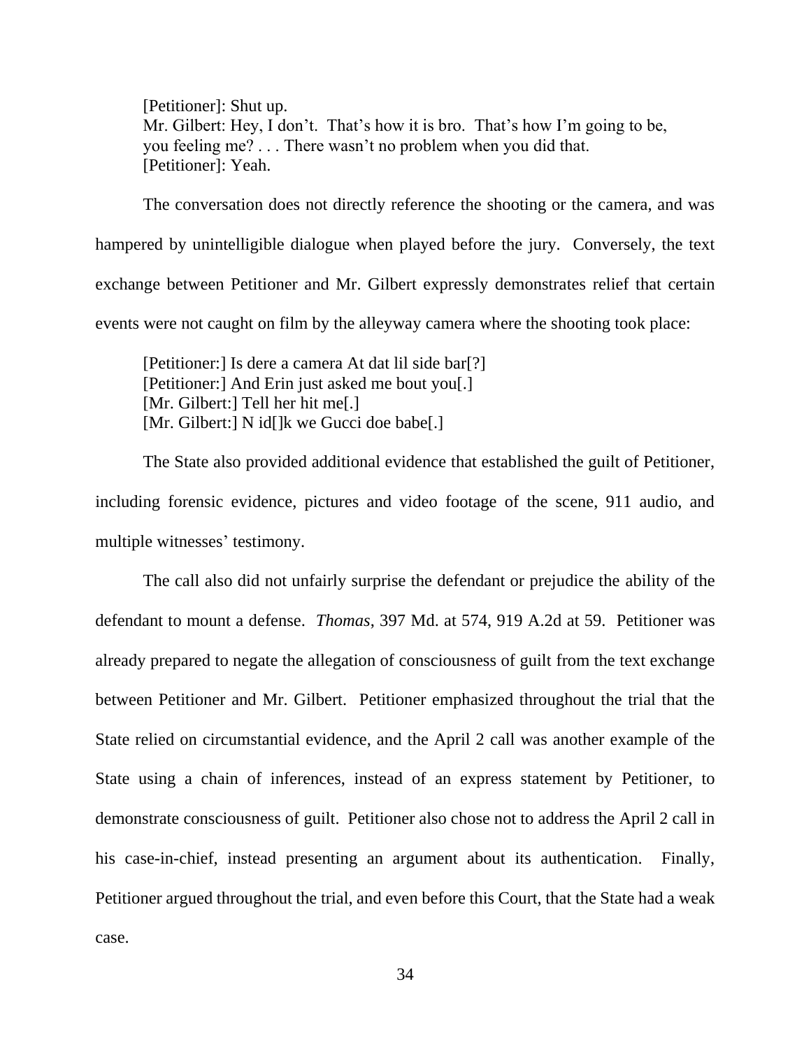[Petitioner]: Shut up.
Mr. Gilbert: Hey, I don't. That's how it is bro. That's how I'm going to be, you feeling me? . . . There wasn't no problem when you did that.
[Petitioner]: Yeah.

The conversation does not directly reference the shooting or the camera, and was hampered by unintelligible dialogue when played before the jury. Conversely, the text exchange between Petitioner and Mr. Gilbert expressly demonstrates relief that certain events were not caught on film by the alleyway camera where the shooting took place:

[Petitioner:] Is dere a camera At dat lil side bar[?]
[Petitioner:] And Erin just asked me bout you[.]
[Mr. Gilbert:] Tell her hit me[.]
[Mr. Gilbert:] N id[]k we Gucci doe babe[.]

The State also provided additional evidence that established the guilt of Petitioner, including forensic evidence, pictures and video footage of the scene, 911 audio, and multiple witnesses' testimony.

The call also did not unfairly surprise the defendant or prejudice the ability of the defendant to mount a defense. *Thomas*, 397 Md. at 574, 919 A.2d at 59. Petitioner was already prepared to negate the allegation of consciousness of guilt from the text exchange between Petitioner and Mr. Gilbert. Petitioner emphasized throughout the trial that the State relied on circumstantial evidence, and the April 2 call was another example of the State using a chain of inferences, instead of an express statement by Petitioner, to demonstrate consciousness of guilt. Petitioner also chose not to address the April 2 call in his case-in-chief, instead presenting an argument about its authentication. Finally, Petitioner argued throughout the trial, and even before this Court, that the State had a weak case.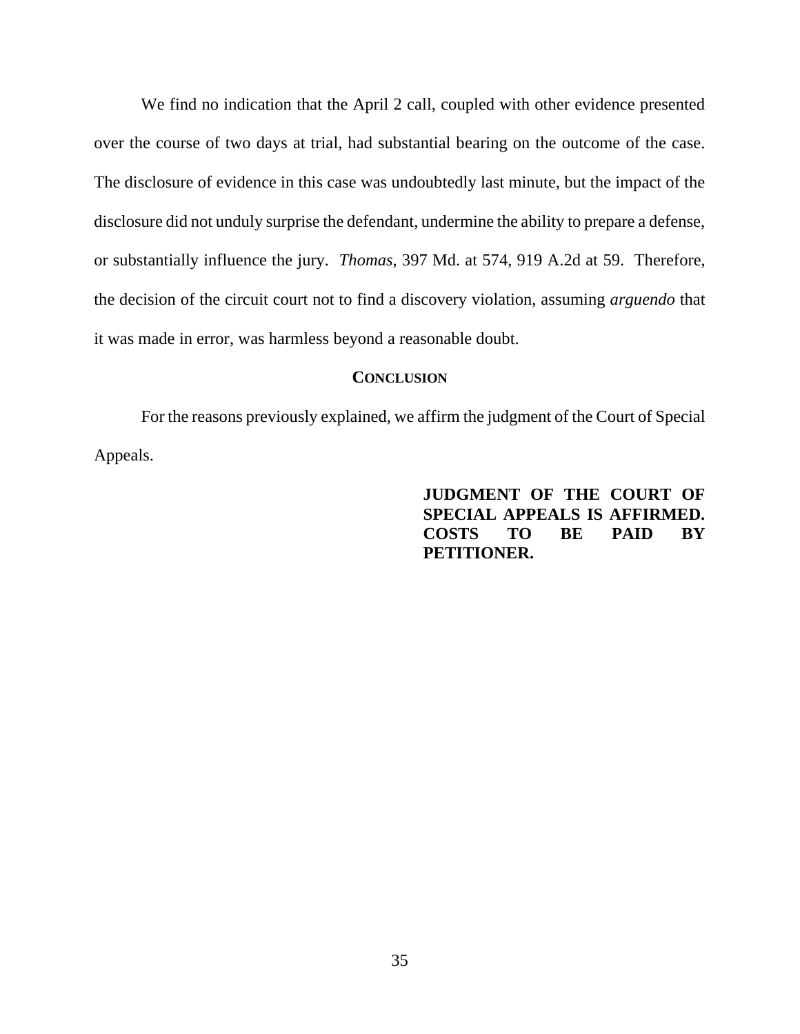We find no indication that the April 2 call, coupled with other evidence presented over the course of two days at trial, had substantial bearing on the outcome of the case. The disclosure of evidence in this case was undoubtedly last minute, but the impact of the disclosure did not unduly surprise the defendant, undermine the ability to prepare a defense, or substantially influence the jury. *Thomas*, 397 Md. at 574, 919 A.2d at 59. Therefore, the decision of the circuit court not to find a discovery violation, assuming *arguendo* that it was made in error, was harmless beyond a reasonable doubt.

## CONCLUSION

For the reasons previously explained, we affirm the judgment of the Court of Special Appeals.

**JUDGMENT OF THE COURT OF SPECIAL APPEALS IS AFFIRMED. COSTS TO BE PAID BY PETITIONER.**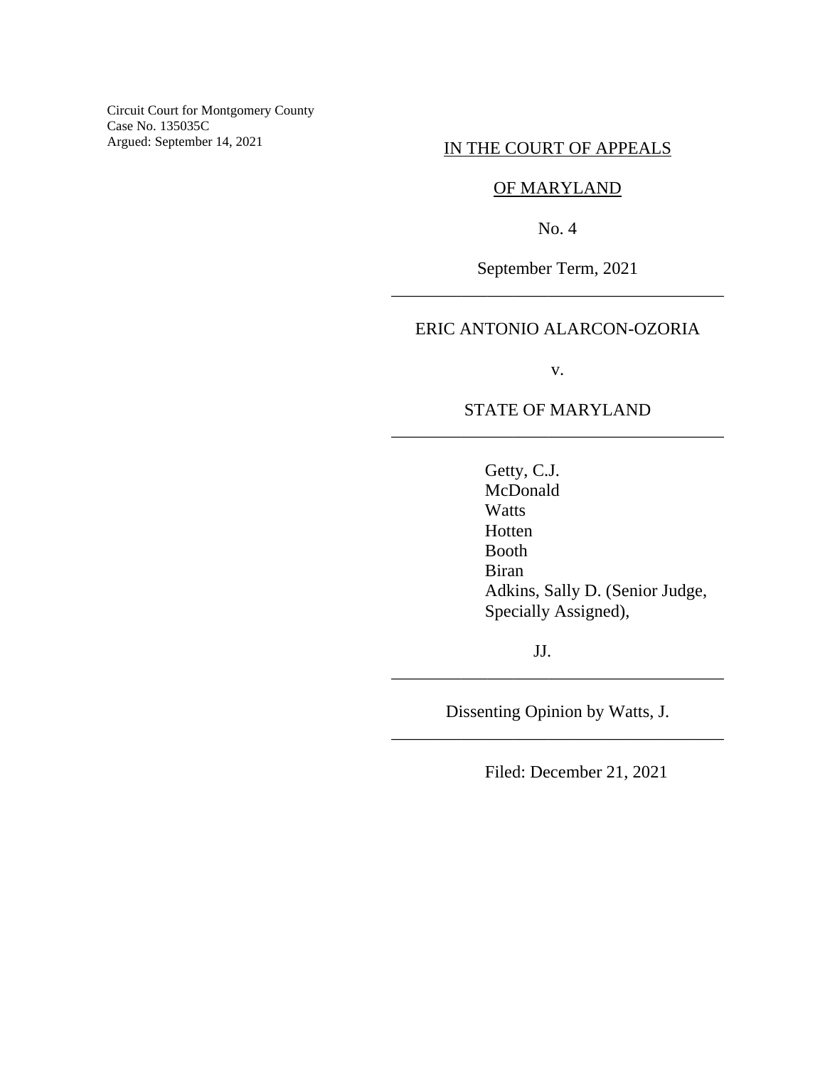Circuit Court for Montgomery County
Case No. 135035C
Argued: September 14, 2021

IN THE COURT OF APPEALS

OF MARYLAND

No. 4

September Term, 2021

---

ERIC ANTONIO ALARCON-OZORIA

v.

STATE OF MARYLAND

---

Getty, C.J.
McDonald
Watts
Hotten
Booth
Biran
Adkins, Sally D. (Senior Judge, Specially Assigned),

JJ.

---

Dissenting Opinion by Watts, J.

---

Filed: December 21, 2021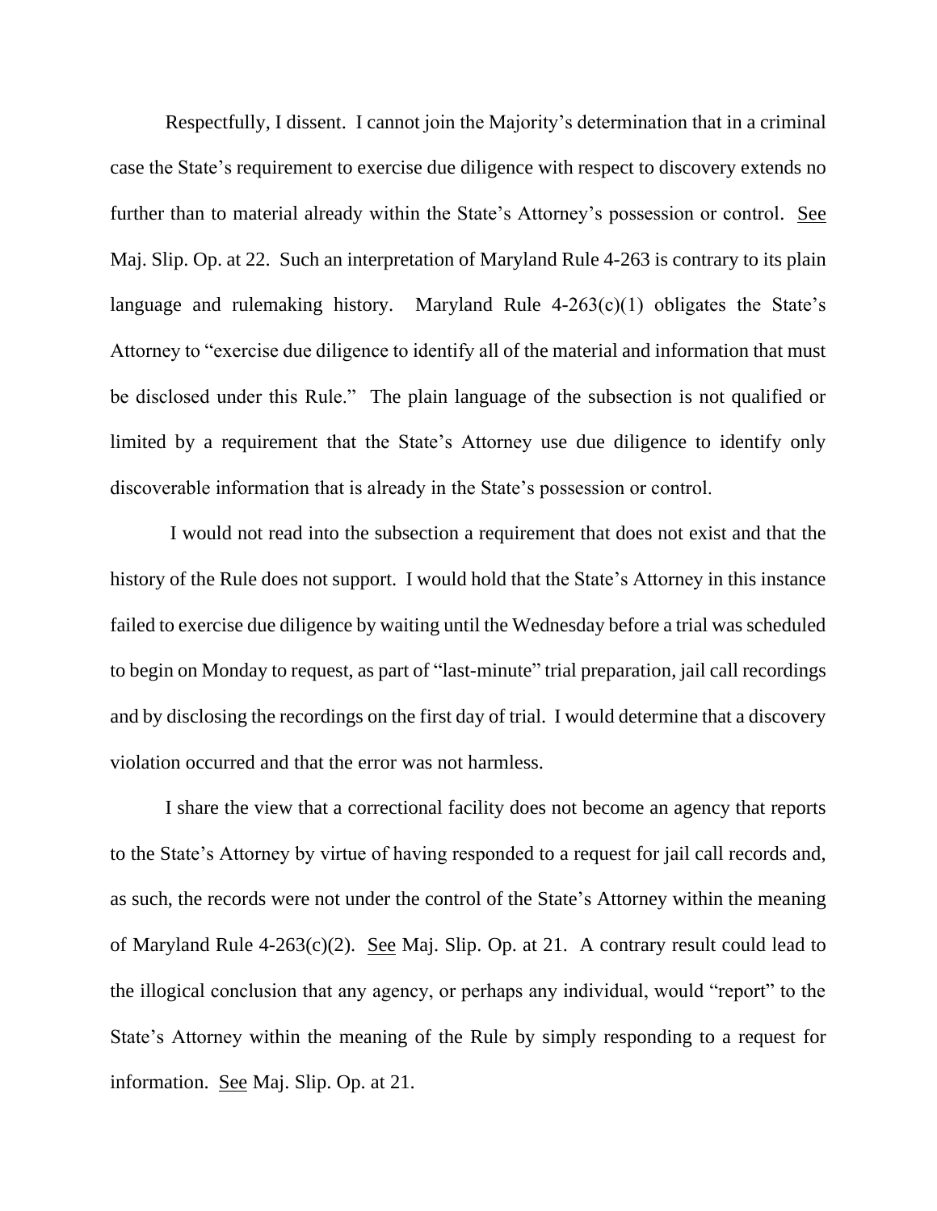Respectfully, I dissent. I cannot join the Majority's determination that in a criminal case the State's requirement to exercise due diligence with respect to discovery extends no further than to material already within the State's Attorney's possession or control. See Maj. Slip. Op. at 22. Such an interpretation of Maryland Rule 4-263 is contrary to its plain language and rulemaking history. Maryland Rule 4-263(c)(1) obligates the State's Attorney to "exercise due diligence to identify all of the material and information that must be disclosed under this Rule." The plain language of the subsection is not qualified or limited by a requirement that the State's Attorney use due diligence to identify only discoverable information that is already in the State's possession or control.

I would not read into the subsection a requirement that does not exist and that the history of the Rule does not support. I would hold that the State's Attorney in this instance failed to exercise due diligence by waiting until the Wednesday before a trial was scheduled to begin on Monday to request, as part of "last-minute" trial preparation, jail call recordings and by disclosing the recordings on the first day of trial. I would determine that a discovery violation occurred and that the error was not harmless.

I share the view that a correctional facility does not become an agency that reports to the State's Attorney by virtue of having responded to a request for jail call records and, as such, the records were not under the control of the State's Attorney within the meaning of Maryland Rule 4-263(c)(2). See Maj. Slip. Op. at 21. A contrary result could lead to the illogical conclusion that any agency, or perhaps any individual, would "report" to the State's Attorney within the meaning of the Rule by simply responding to a request for information. See Maj. Slip. Op. at 21.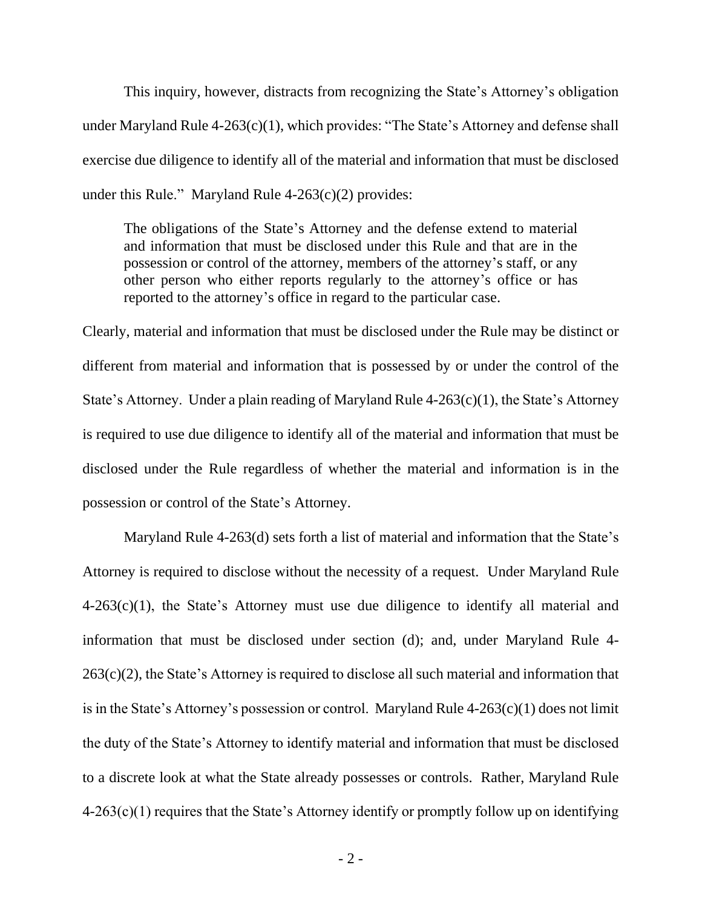This inquiry, however, distracts from recognizing the State's Attorney's obligation under Maryland Rule 4-263(c)(1), which provides: "The State's Attorney and defense shall exercise due diligence to identify all of the material and information that must be disclosed under this Rule." Maryland Rule 4-263(c)(2) provides:

> The obligations of the State's Attorney and the defense extend to material and information that must be disclosed under this Rule and that are in the possession or control of the attorney, members of the attorney's staff, or any other person who either reports regularly to the attorney's office or has reported to the attorney's office in regard to the particular case.

Clearly, material and information that must be disclosed under the Rule may be distinct or different from material and information that is possessed by or under the control of the State's Attorney. Under a plain reading of Maryland Rule 4-263(c)(1), the State's Attorney is required to use due diligence to identify all of the material and information that must be disclosed under the Rule regardless of whether the material and information is in the possession or control of the State's Attorney.

Maryland Rule 4-263(d) sets forth a list of material and information that the State's Attorney is required to disclose without the necessity of a request. Under Maryland Rule 4-263(c)(1), the State's Attorney must use due diligence to identify all material and information that must be disclosed under section (d); and, under Maryland Rule 4-263(c)(2), the State's Attorney is required to disclose all such material and information that is in the State's Attorney's possession or control. Maryland Rule 4-263(c)(1) does not limit the duty of the State's Attorney to identify material and information that must be disclosed to a discrete look at what the State already possesses or controls. Rather, Maryland Rule 4-263(c)(1) requires that the State's Attorney identify or promptly follow up on identifying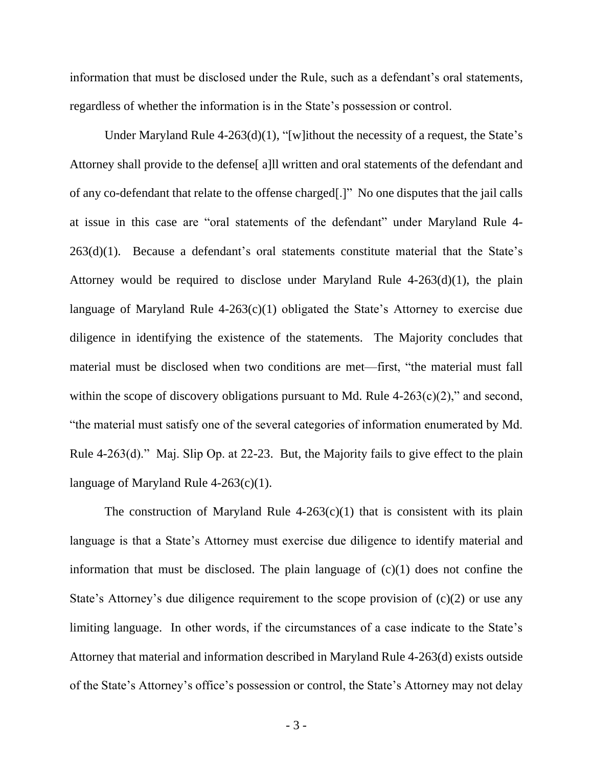information that must be disclosed under the Rule, such as a defendant's oral statements, regardless of whether the information is in the State's possession or control.

Under Maryland Rule 4-263(d)(1), "[w]ithout the necessity of a request, the State's Attorney shall provide to the defense[ a]ll written and oral statements of the defendant and of any co-defendant that relate to the offense charged[.]" No one disputes that the jail calls at issue in this case are "oral statements of the defendant" under Maryland Rule 4-263(d)(1). Because a defendant's oral statements constitute material that the State's Attorney would be required to disclose under Maryland Rule 4-263(d)(1), the plain language of Maryland Rule 4-263(c)(1) obligated the State's Attorney to exercise due diligence in identifying the existence of the statements. The Majority concludes that material must be disclosed when two conditions are met—first, "the material must fall within the scope of discovery obligations pursuant to Md. Rule 4-263(c)(2)," and second, "the material must satisfy one of the several categories of information enumerated by Md. Rule 4-263(d)." Maj. Slip Op. at 22-23. But, the Majority fails to give effect to the plain language of Maryland Rule 4-263(c)(1).

The construction of Maryland Rule 4-263(c)(1) that is consistent with its plain language is that a State's Attorney must exercise due diligence to identify material and information that must be disclosed. The plain language of (c)(1) does not confine the State's Attorney's due diligence requirement to the scope provision of (c)(2) or use any limiting language. In other words, if the circumstances of a case indicate to the State's Attorney that material and information described in Maryland Rule 4-263(d) exists outside of the State's Attorney's office's possession or control, the State's Attorney may not delay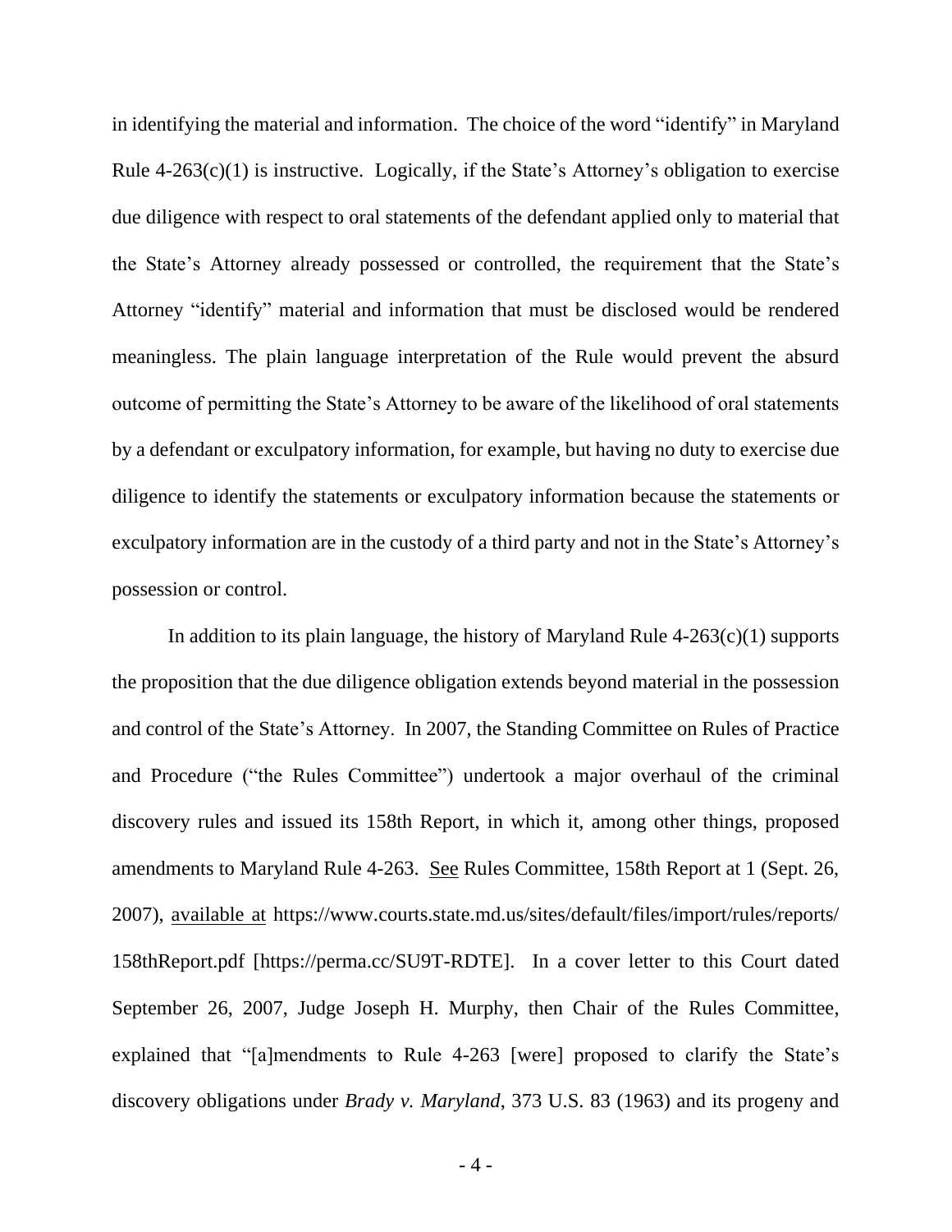in identifying the material and information. The choice of the word "identify" in Maryland Rule 4-263(c)(1) is instructive. Logically, if the State's Attorney's obligation to exercise due diligence with respect to oral statements of the defendant applied only to material that the State's Attorney already possessed or controlled, the requirement that the State's Attorney "identify" material and information that must be disclosed would be rendered meaningless. The plain language interpretation of the Rule would prevent the absurd outcome of permitting the State's Attorney to be aware of the likelihood of oral statements by a defendant or exculpatory information, for example, but having no duty to exercise due diligence to identify the statements or exculpatory information because the statements or exculpatory information are in the custody of a third party and not in the State's Attorney's possession or control.

In addition to its plain language, the history of Maryland Rule 4-263(c)(1) supports the proposition that the due diligence obligation extends beyond material in the possession and control of the State's Attorney. In 2007, the Standing Committee on Rules of Practice and Procedure ("the Rules Committee") undertook a major overhaul of the criminal discovery rules and issued its 158th Report, in which it, among other things, proposed amendments to Maryland Rule 4-263. See Rules Committee, 158th Report at 1 (Sept. 26, 2007), available at https://www.courts.state.md.us/sites/default/files/import/rules/reports/158thReport.pdf [https://perma.cc/SU9T-RDTE]. In a cover letter to this Court dated September 26, 2007, Judge Joseph H. Murphy, then Chair of the Rules Committee, explained that "[a]mendments to Rule 4-263 [were] proposed to clarify the State's discovery obligations under *Brady v. Maryland*, 373 U.S. 83 (1963) and its progeny and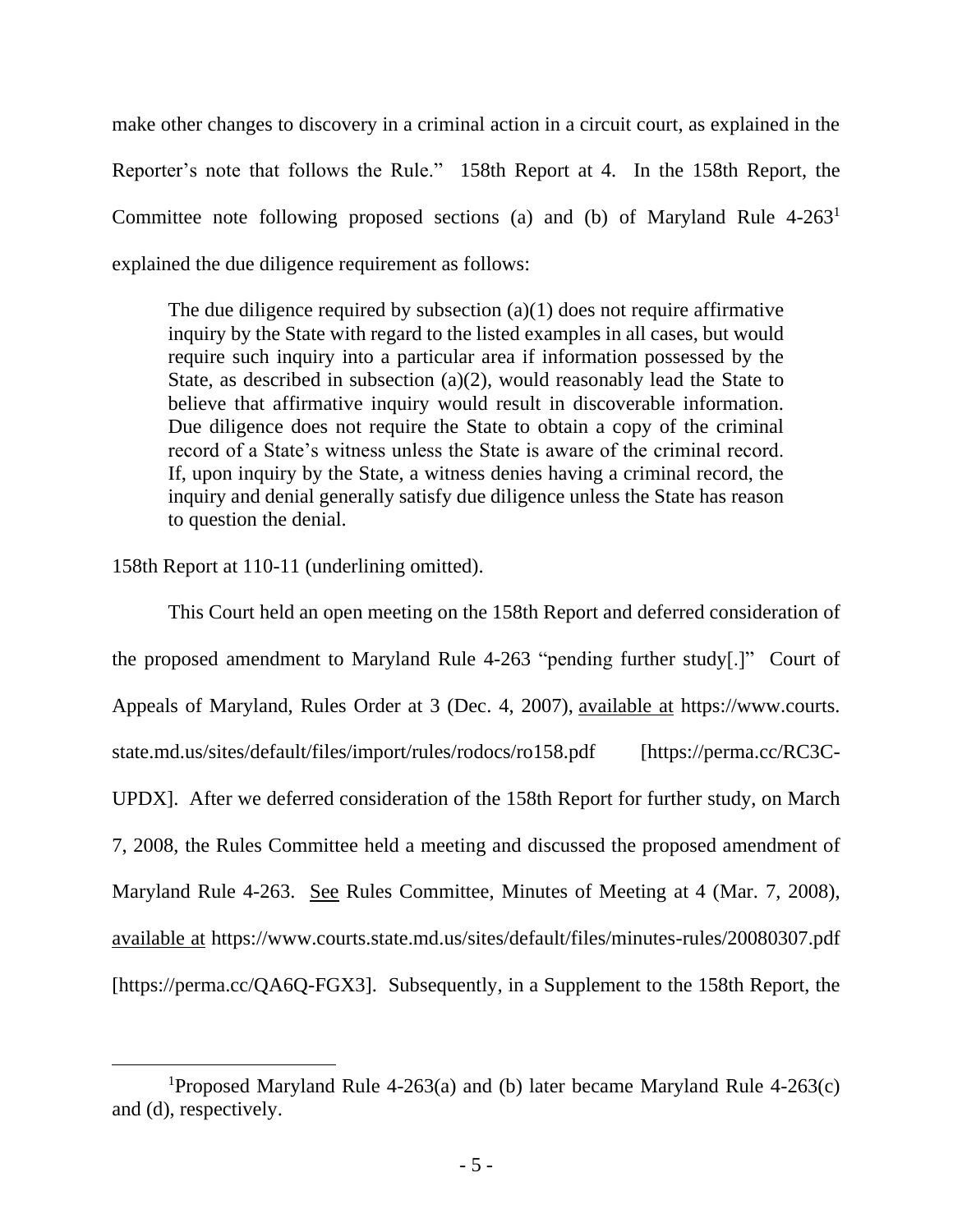make other changes to discovery in a criminal action in a circuit court, as explained in the Reporter's note that follows the Rule." 158th Report at 4. In the 158th Report, the Committee note following proposed sections (a) and (b) of Maryland Rule 4-263[1] explained the due diligence requirement as follows:

> The due diligence required by subsection (a)(1) does not require affirmative inquiry by the State with regard to the listed examples in all cases, but would require such inquiry into a particular area if information possessed by the State, as described in subsection (a)(2), would reasonably lead the State to believe that affirmative inquiry would result in discoverable information. Due diligence does not require the State to obtain a copy of the criminal record of a State's witness unless the State is aware of the criminal record. If, upon inquiry by the State, a witness denies having a criminal record, the inquiry and denial generally satisfy due diligence unless the State has reason to question the denial.

158th Report at 110-11 (underlining omitted).

This Court held an open meeting on the 158th Report and deferred consideration of the proposed amendment to Maryland Rule 4-263 "pending further study[.]" Court of Appeals of Maryland, Rules Order at 3 (Dec. 4, 2007), available at https://www.courts.state.md.us/sites/default/files/import/rules/rodocs/ro158.pdf [https://perma.cc/RC3C-UPDX]. After we deferred consideration of the 158th Report for further study, on March 7, 2008, the Rules Committee held a meeting and discussed the proposed amendment of Maryland Rule 4-263. See Rules Committee, Minutes of Meeting at 4 (Mar. 7, 2008), available at https://www.courts.state.md.us/sites/default/files/minutes-rules/20080307.pdf [https://perma.cc/QA6Q-FGX3]. Subsequently, in a Supplement to the 158th Report, the

---

[1]Proposed Maryland Rule 4-263(a) and (b) later became Maryland Rule 4-263(c) and (d), respectively.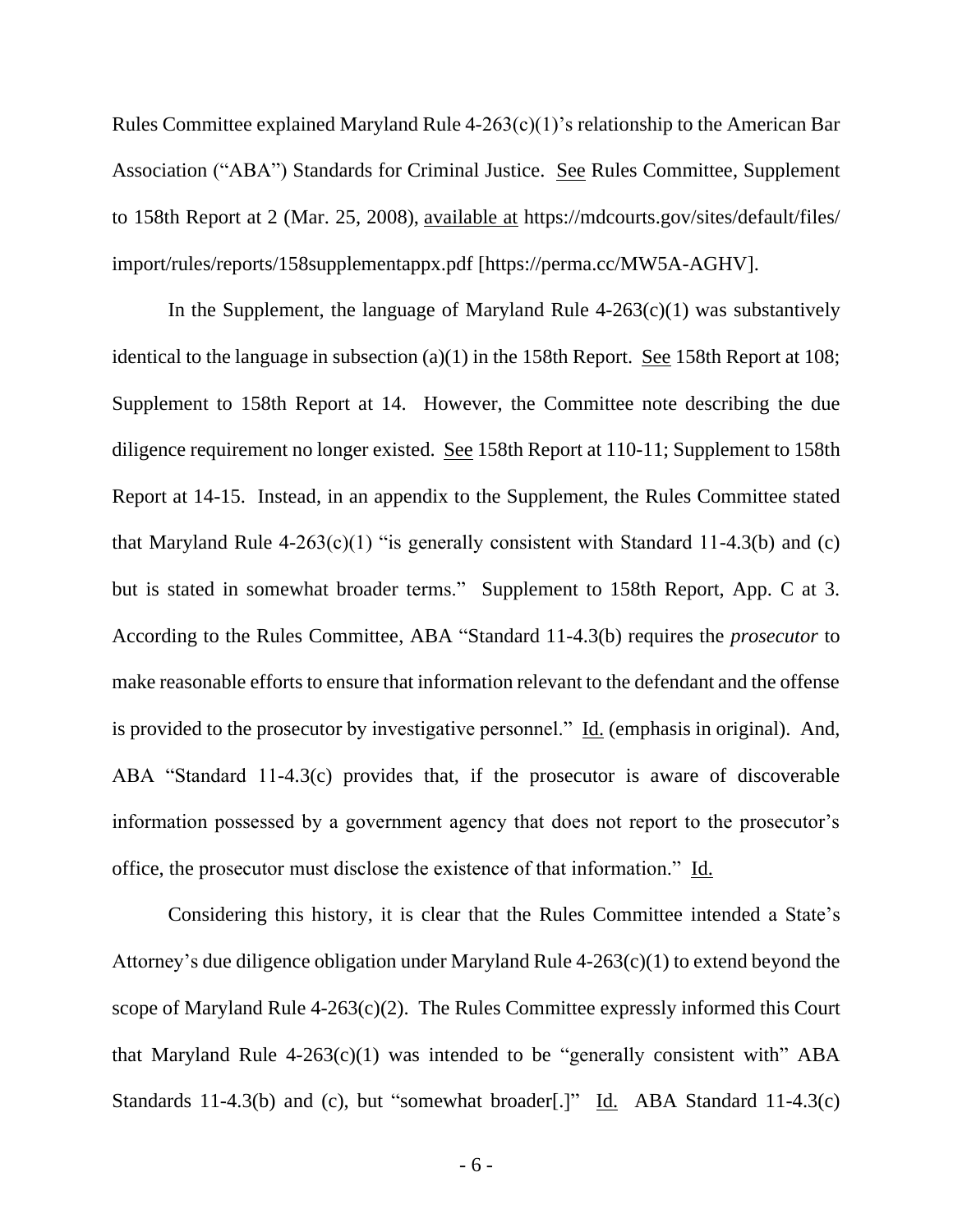Rules Committee explained Maryland Rule 4-263(c)(1)'s relationship to the American Bar Association ("ABA") Standards for Criminal Justice. See Rules Committee, Supplement to 158th Report at 2 (Mar. 25, 2008), available at https://mdcourts.gov/sites/default/files/import/rules/reports/158supplementappx.pdf [https://perma.cc/MW5A-AGHV].

In the Supplement, the language of Maryland Rule 4-263(c)(1) was substantively identical to the language in subsection (a)(1) in the 158th Report. See 158th Report at 108; Supplement to 158th Report at 14. However, the Committee note describing the due diligence requirement no longer existed. See 158th Report at 110-11; Supplement to 158th Report at 14-15. Instead, in an appendix to the Supplement, the Rules Committee stated that Maryland Rule 4-263(c)(1) "is generally consistent with Standard 11-4.3(b) and (c) but is stated in somewhat broader terms." Supplement to 158th Report, App. C at 3. According to the Rules Committee, ABA "Standard 11-4.3(b) requires the *prosecutor* to make reasonable efforts to ensure that information relevant to the defendant and the offense is provided to the prosecutor by investigative personnel." Id. (emphasis in original). And, ABA "Standard 11-4.3(c) provides that, if the prosecutor is aware of discoverable information possessed by a government agency that does not report to the prosecutor's office, the prosecutor must disclose the existence of that information." Id.

Considering this history, it is clear that the Rules Committee intended a State's Attorney's due diligence obligation under Maryland Rule 4-263(c)(1) to extend beyond the scope of Maryland Rule 4-263(c)(2). The Rules Committee expressly informed this Court that Maryland Rule 4-263(c)(1) was intended to be "generally consistent with" ABA Standards 11-4.3(b) and (c), but "somewhat broader[.]" Id. ABA Standard 11-4.3(c)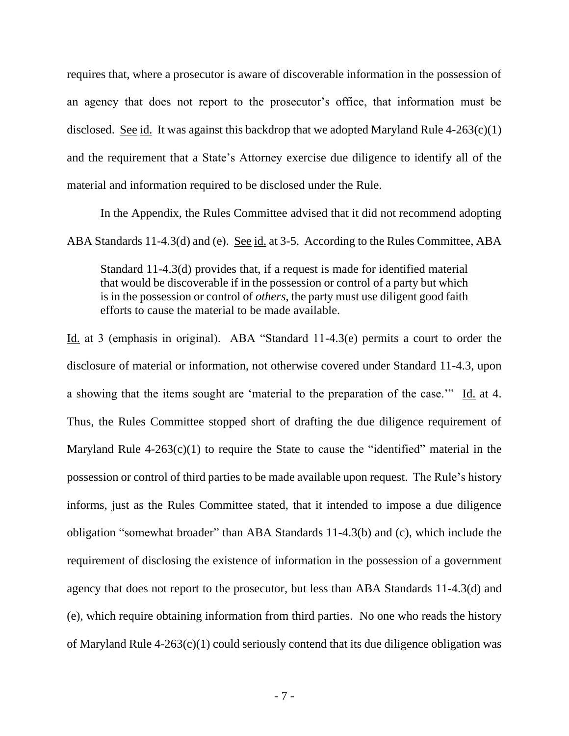requires that, where a prosecutor is aware of discoverable information in the possession of an agency that does not report to the prosecutor's office, that information must be disclosed. See id. It was against this backdrop that we adopted Maryland Rule 4-263(c)(1) and the requirement that a State's Attorney exercise due diligence to identify all of the material and information required to be disclosed under the Rule.

In the Appendix, the Rules Committee advised that it did not recommend adopting ABA Standards 11-4.3(d) and (e). See id. at 3-5. According to the Rules Committee, ABA

> Standard 11-4.3(d) provides that, if a request is made for identified material that would be discoverable if in the possession or control of a party but which is in the possession or control of *others*, the party must use diligent good faith efforts to cause the material to be made available.

Id. at 3 (emphasis in original). ABA "Standard 11-4.3(e) permits a court to order the disclosure of material or information, not otherwise covered under Standard 11-4.3, upon a showing that the items sought are 'material to the preparation of the case.'" Id. at 4. Thus, the Rules Committee stopped short of drafting the due diligence requirement of Maryland Rule 4-263(c)(1) to require the State to cause the "identified" material in the possession or control of third parties to be made available upon request. The Rule's history informs, just as the Rules Committee stated, that it intended to impose a due diligence obligation "somewhat broader" than ABA Standards 11-4.3(b) and (c), which include the requirement of disclosing the existence of information in the possession of a government agency that does not report to the prosecutor, but less than ABA Standards 11-4.3(d) and (e), which require obtaining information from third parties. No one who reads the history of Maryland Rule 4-263(c)(1) could seriously contend that its due diligence obligation was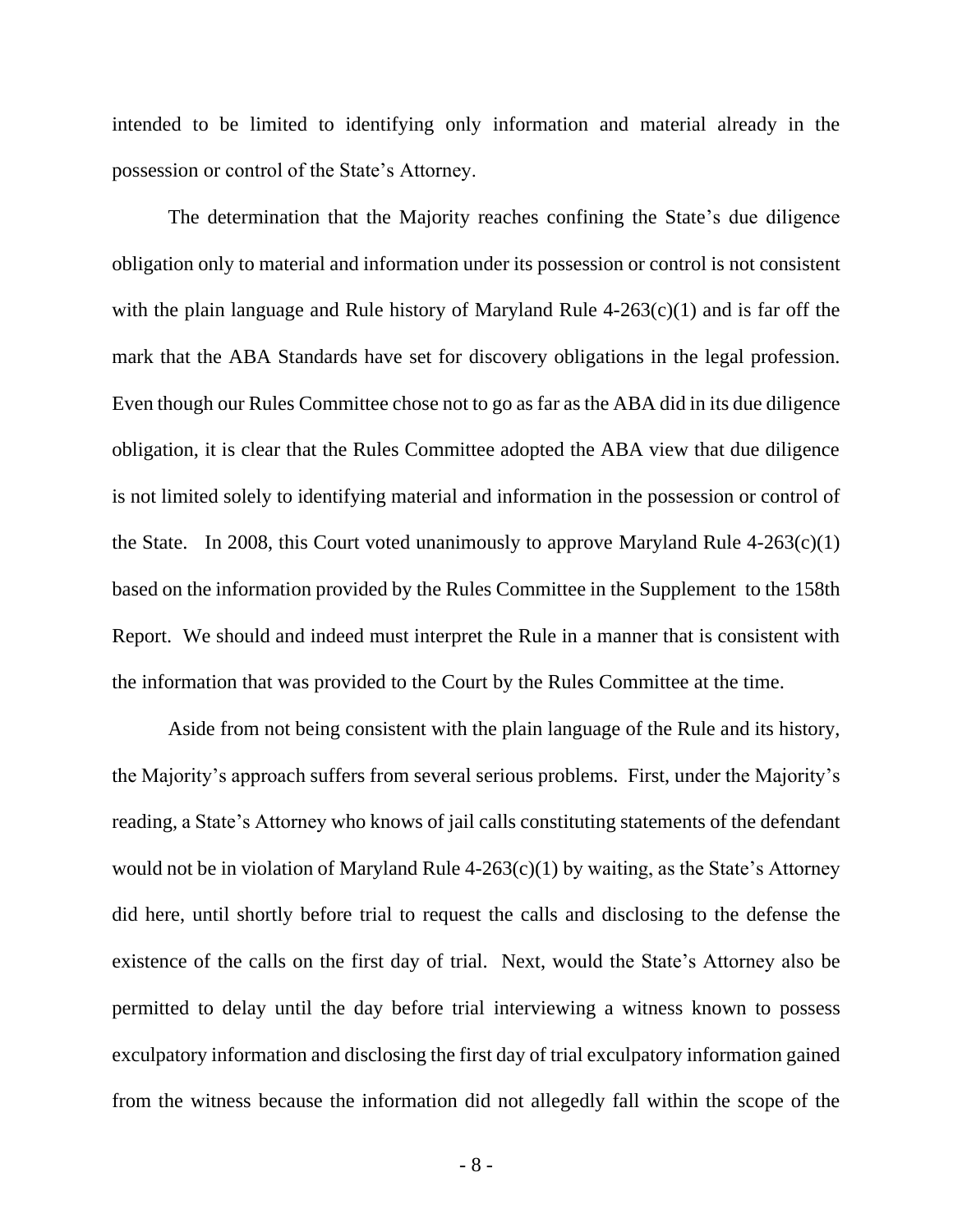intended to be limited to identifying only information and material already in the possession or control of the State's Attorney.

The determination that the Majority reaches confining the State's due diligence obligation only to material and information under its possession or control is not consistent with the plain language and Rule history of Maryland Rule 4-263(c)(1) and is far off the mark that the ABA Standards have set for discovery obligations in the legal profession. Even though our Rules Committee chose not to go as far as the ABA did in its due diligence obligation, it is clear that the Rules Committee adopted the ABA view that due diligence is not limited solely to identifying material and information in the possession or control of the State. In 2008, this Court voted unanimously to approve Maryland Rule 4-263(c)(1) based on the information provided by the Rules Committee in the Supplement to the 158th Report. We should and indeed must interpret the Rule in a manner that is consistent with the information that was provided to the Court by the Rules Committee at the time.

Aside from not being consistent with the plain language of the Rule and its history, the Majority's approach suffers from several serious problems. First, under the Majority's reading, a State's Attorney who knows of jail calls constituting statements of the defendant would not be in violation of Maryland Rule 4-263(c)(1) by waiting, as the State's Attorney did here, until shortly before trial to request the calls and disclosing to the defense the existence of the calls on the first day of trial. Next, would the State's Attorney also be permitted to delay until the day before trial interviewing a witness known to possess exculpatory information and disclosing the first day of trial exculpatory information gained from the witness because the information did not allegedly fall within the scope of the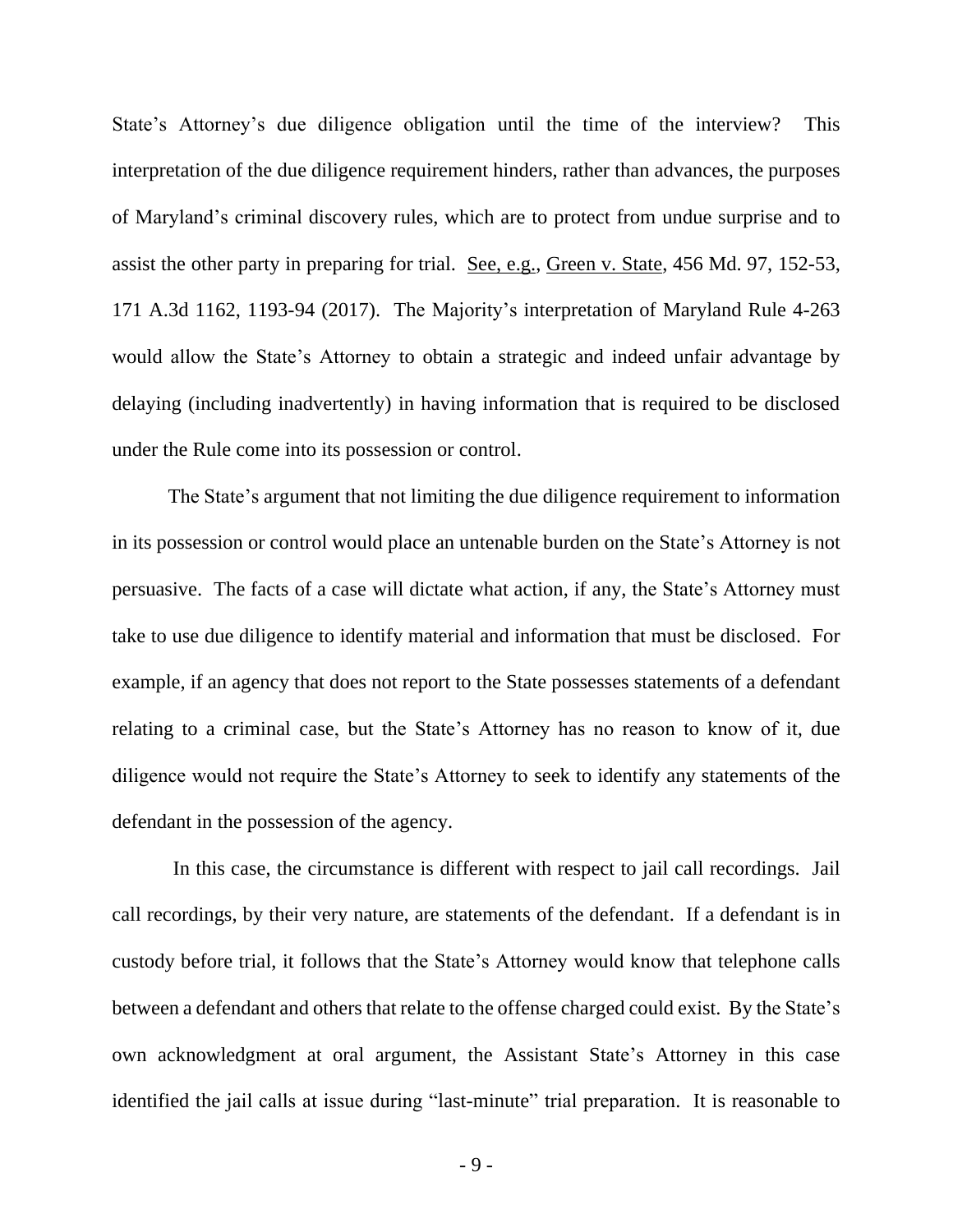State's Attorney's due diligence obligation until the time of the interview? This interpretation of the due diligence requirement hinders, rather than advances, the purposes of Maryland's criminal discovery rules, which are to protect from undue surprise and to assist the other party in preparing for trial. See, e.g., Green v. State, 456 Md. 97, 152-53, 171 A.3d 1162, 1193-94 (2017). The Majority's interpretation of Maryland Rule 4-263 would allow the State's Attorney to obtain a strategic and indeed unfair advantage by delaying (including inadvertently) in having information that is required to be disclosed under the Rule come into its possession or control.

The State's argument that not limiting the due diligence requirement to information in its possession or control would place an untenable burden on the State's Attorney is not persuasive. The facts of a case will dictate what action, if any, the State's Attorney must take to use due diligence to identify material and information that must be disclosed. For example, if an agency that does not report to the State possesses statements of a defendant relating to a criminal case, but the State's Attorney has no reason to know of it, due diligence would not require the State's Attorney to seek to identify any statements of the defendant in the possession of the agency.

In this case, the circumstance is different with respect to jail call recordings. Jail call recordings, by their very nature, are statements of the defendant. If a defendant is in custody before trial, it follows that the State's Attorney would know that telephone calls between a defendant and others that relate to the offense charged could exist. By the State's own acknowledgment at oral argument, the Assistant State's Attorney in this case identified the jail calls at issue during "last-minute" trial preparation. It is reasonable to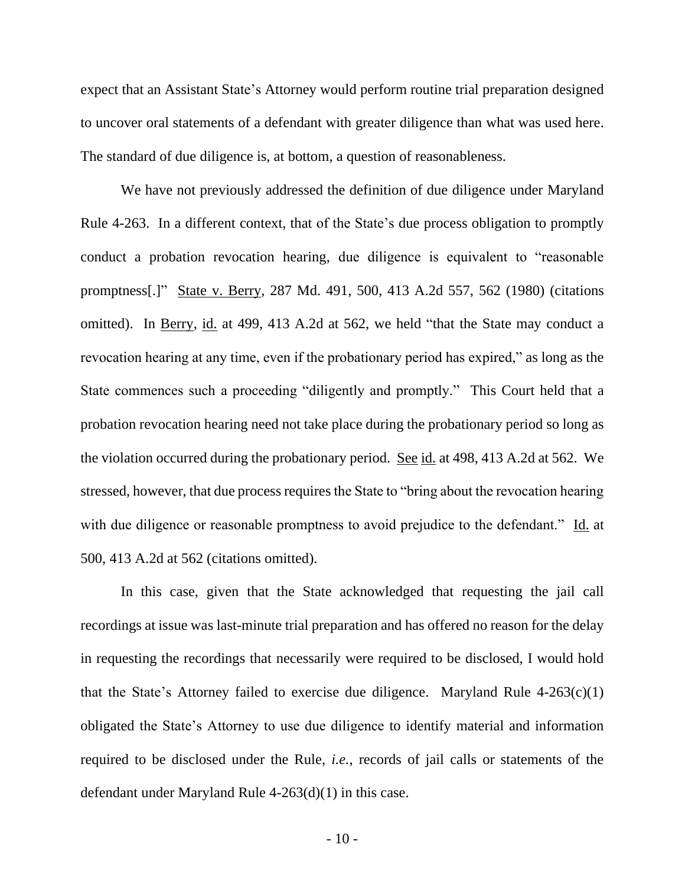expect that an Assistant State's Attorney would perform routine trial preparation designed to uncover oral statements of a defendant with greater diligence than what was used here. The standard of due diligence is, at bottom, a question of reasonableness.

We have not previously addressed the definition of due diligence under Maryland Rule 4-263. In a different context, that of the State's due process obligation to promptly conduct a probation revocation hearing, due diligence is equivalent to "reasonable promptness[.]" State v. Berry, 287 Md. 491, 500, 413 A.2d 557, 562 (1980) (citations omitted). In Berry, id. at 499, 413 A.2d at 562, we held "that the State may conduct a revocation hearing at any time, even if the probationary period has expired," as long as the State commences such a proceeding "diligently and promptly." This Court held that a probation revocation hearing need not take place during the probationary period so long as the violation occurred during the probationary period. See id. at 498, 413 A.2d at 562. We stressed, however, that due process requires the State to "bring about the revocation hearing with due diligence or reasonable promptness to avoid prejudice to the defendant." Id. at 500, 413 A.2d at 562 (citations omitted).

In this case, given that the State acknowledged that requesting the jail call recordings at issue was last-minute trial preparation and has offered no reason for the delay in requesting the recordings that necessarily were required to be disclosed, I would hold that the State's Attorney failed to exercise due diligence. Maryland Rule 4-263(c)(1) obligated the State's Attorney to use due diligence to identify material and information required to be disclosed under the Rule, *i.e.*, records of jail calls or statements of the defendant under Maryland Rule 4-263(d)(1) in this case.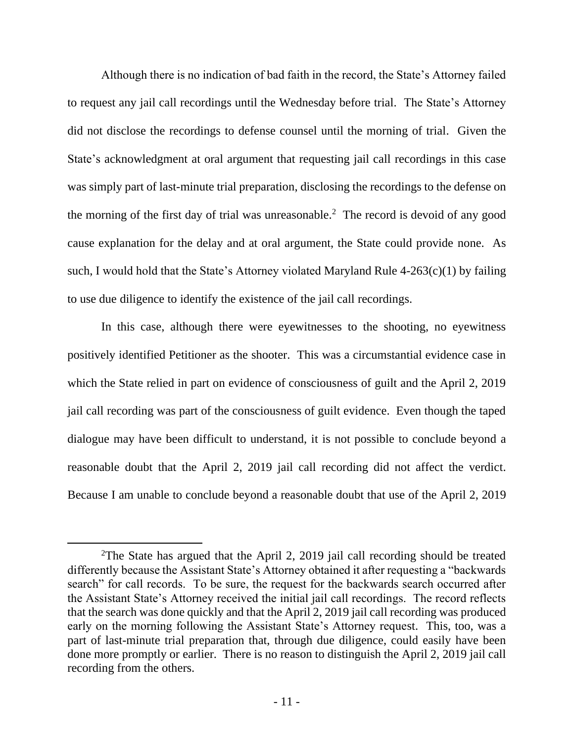Although there is no indication of bad faith in the record, the State's Attorney failed to request any jail call recordings until the Wednesday before trial. The State's Attorney did not disclose the recordings to defense counsel until the morning of trial. Given the State's acknowledgment at oral argument that requesting jail call recordings in this case was simply part of last-minute trial preparation, disclosing the recordings to the defense on the morning of the first day of trial was unreasonable.[2] The record is devoid of any good cause explanation for the delay and at oral argument, the State could provide none. As such, I would hold that the State's Attorney violated Maryland Rule 4-263(c)(1) by failing to use due diligence to identify the existence of the jail call recordings.

In this case, although there were eyewitnesses to the shooting, no eyewitness positively identified Petitioner as the shooter. This was a circumstantial evidence case in which the State relied in part on evidence of consciousness of guilt and the April 2, 2019 jail call recording was part of the consciousness of guilt evidence. Even though the taped dialogue may have been difficult to understand, it is not possible to conclude beyond a reasonable doubt that the April 2, 2019 jail call recording did not affect the verdict. Because I am unable to conclude beyond a reasonable doubt that use of the April 2, 2019

[2]The State has argued that the April 2, 2019 jail call recording should be treated differently because the Assistant State's Attorney obtained it after requesting a "backwards search" for call records. To be sure, the request for the backwards search occurred after the Assistant State's Attorney received the initial jail call recordings. The record reflects that the search was done quickly and that the April 2, 2019 jail call recording was produced early on the morning following the Assistant State's Attorney request. This, too, was a part of last-minute trial preparation that, through due diligence, could easily have been done more promptly or earlier. There is no reason to distinguish the April 2, 2019 jail call recording from the others.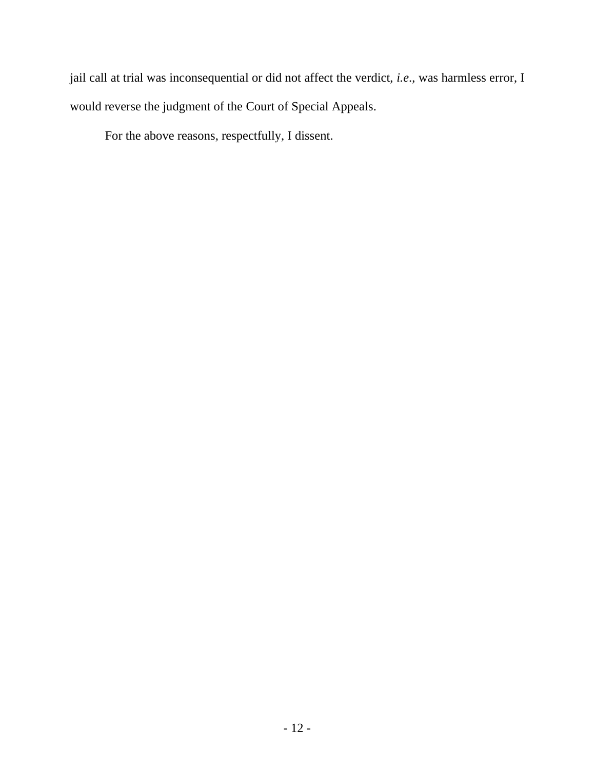jail call at trial was inconsequential or did not affect the verdict, *i.e.*, was harmless error, I would reverse the judgment of the Court of Special Appeals.

For the above reasons, respectfully, I dissent.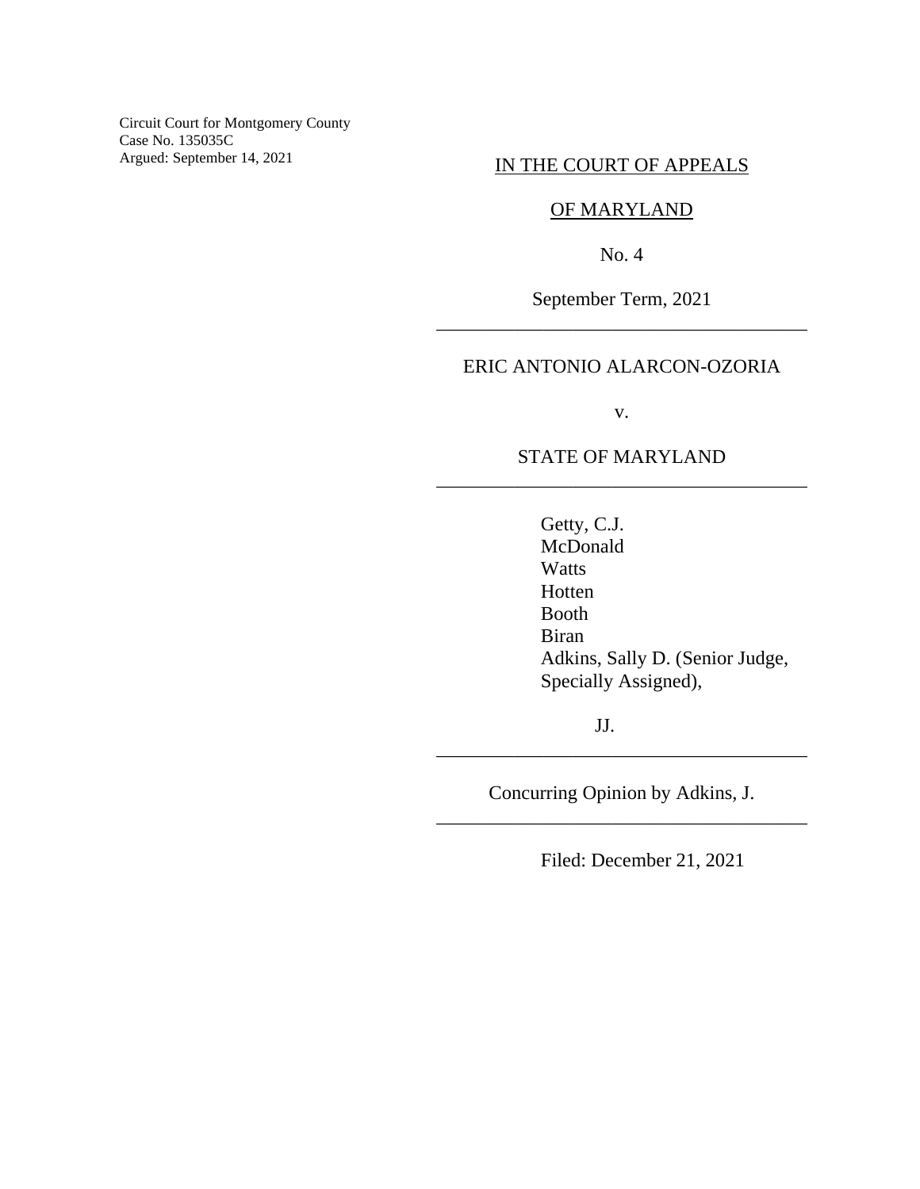Circuit Court for Montgomery County
Case No. 135035C
Argued: September 14, 2021

IN THE COURT OF APPEALS

OF MARYLAND

No. 4

September Term, 2021

---

ERIC ANTONIO ALARCON-OZORIA

v.

STATE OF MARYLAND

---

Getty, C.J.
McDonald
Watts
Hotten
Booth
Biran
Adkins, Sally D. (Senior Judge, Specially Assigned),

JJ.

---

Concurring Opinion by Adkins, J.

---

Filed: December 21, 2021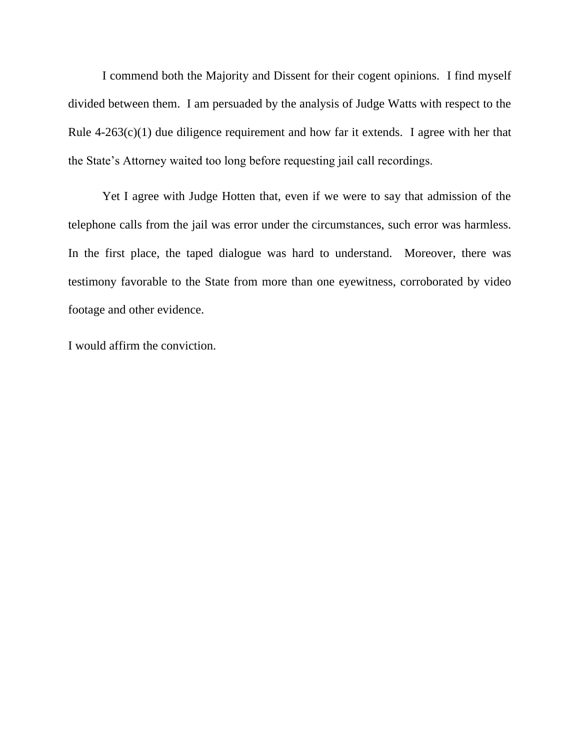I commend both the Majority and Dissent for their cogent opinions. I find myself divided between them. I am persuaded by the analysis of Judge Watts with respect to the Rule 4-263(c)(1) due diligence requirement and how far it extends. I agree with her that the State's Attorney waited too long before requesting jail call recordings.

Yet I agree with Judge Hotten that, even if we were to say that admission of the telephone calls from the jail was error under the circumstances, such error was harmless. In the first place, the taped dialogue was hard to understand. Moreover, there was testimony favorable to the State from more than one eyewitness, corroborated by video footage and other evidence.

I would affirm the conviction.